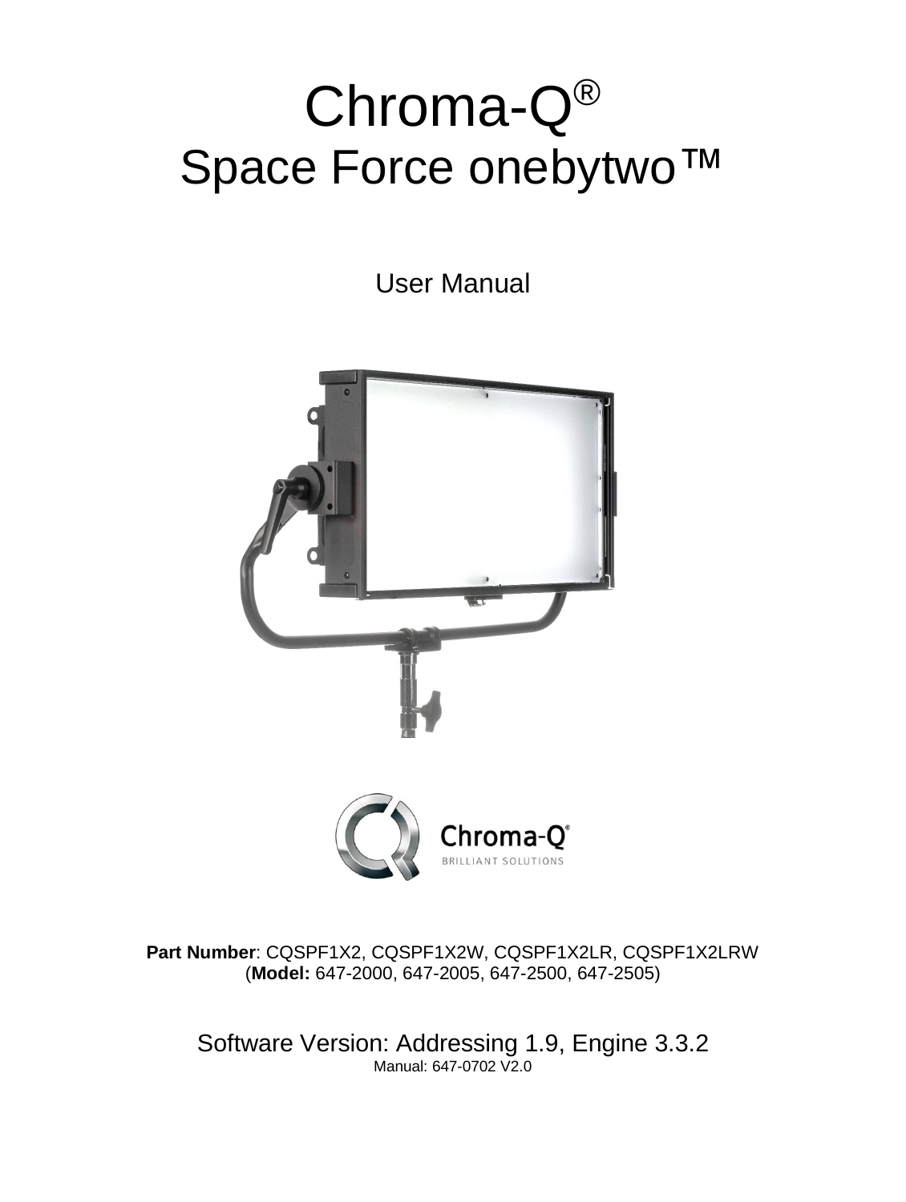# Chroma-Q®
# Space Force onebytwo™

User Manual

**Part Number**: CQSPF1X2, CQSPF1X2W, CQSPF1X2LR, CQSPF1X2LRW
(**Model:** 647-2000, 647-2005, 647-2500, 647-2505)

Software Version: Addressing 1.9, Engine 3.3.2

Manual: 647-0702 V2.0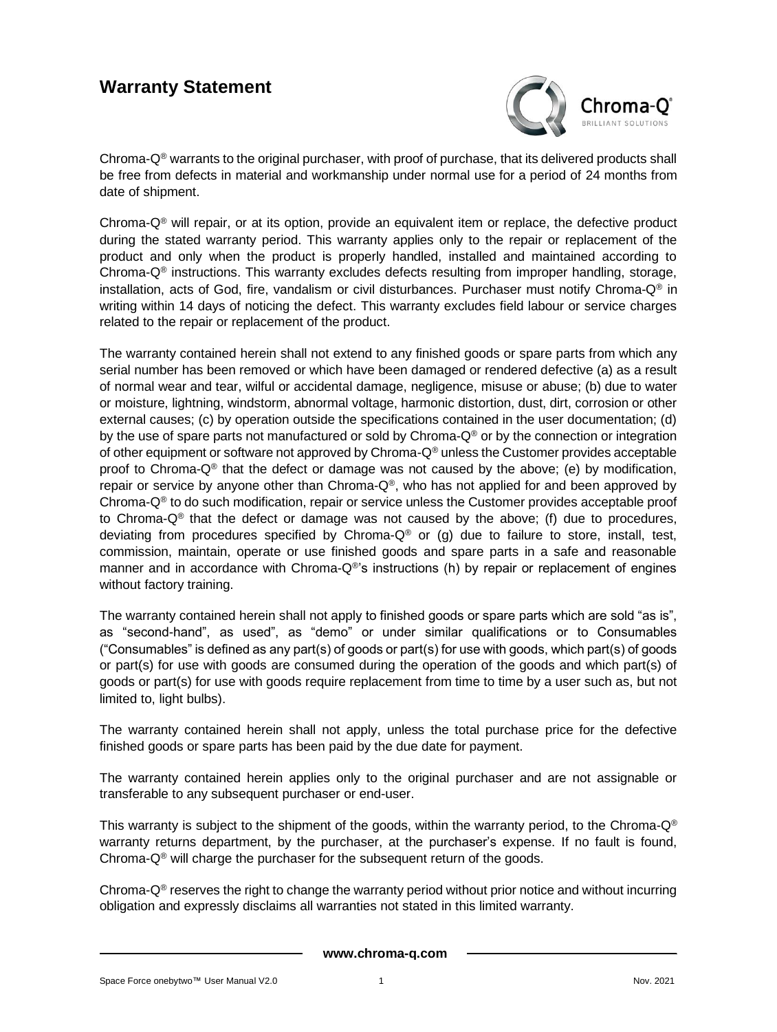# Warranty Statement

Chroma-Q® warrants to the original purchaser, with proof of purchase, that its delivered products shall be free from defects in material and workmanship under normal use for a period of 24 months from date of shipment.

Chroma-Q® will repair, or at its option, provide an equivalent item or replace, the defective product during the stated warranty period. This warranty applies only to the repair or replacement of the product and only when the product is properly handled, installed and maintained according to Chroma-Q® instructions. This warranty excludes defects resulting from improper handling, storage, installation, acts of God, fire, vandalism or civil disturbances. Purchaser must notify Chroma-Q® in writing within 14 days of noticing the defect. This warranty excludes field labour or service charges related to the repair or replacement of the product.

The warranty contained herein shall not extend to any finished goods or spare parts from which any serial number has been removed or which have been damaged or rendered defective (a) as a result of normal wear and tear, wilful or accidental damage, negligence, misuse or abuse; (b) due to water or moisture, lightning, windstorm, abnormal voltage, harmonic distortion, dust, dirt, corrosion or other external causes; (c) by operation outside the specifications contained in the user documentation; (d) by the use of spare parts not manufactured or sold by Chroma-Q® or by the connection or integration of other equipment or software not approved by Chroma-Q® unless the Customer provides acceptable proof to Chroma-Q® that the defect or damage was not caused by the above; (e) by modification, repair or service by anyone other than Chroma-Q®, who has not applied for and been approved by Chroma-Q® to do such modification, repair or service unless the Customer provides acceptable proof to Chroma-Q® that the defect or damage was not caused by the above; (f) due to procedures, deviating from procedures specified by Chroma-Q® or (g) due to failure to store, install, test, commission, maintain, operate or use finished goods and spare parts in a safe and reasonable manner and in accordance with Chroma-Q®'s instructions (h) by repair or replacement of engines without factory training.

The warranty contained herein shall not apply to finished goods or spare parts which are sold "as is", as "second-hand", as used", as "demo" or under similar qualifications or to Consumables ("Consumables" is defined as any part(s) of goods or part(s) for use with goods, which part(s) of goods or part(s) for use with goods are consumed during the operation of the goods and which part(s) of goods or part(s) for use with goods require replacement from time to time by a user such as, but not limited to, light bulbs).

The warranty contained herein shall not apply, unless the total purchase price for the defective finished goods or spare parts has been paid by the due date for payment.

The warranty contained herein applies only to the original purchaser and are not assignable or transferable to any subsequent purchaser or end-user.

This warranty is subject to the shipment of the goods, within the warranty period, to the Chroma-Q® warranty returns department, by the purchaser, at the purchaser's expense. If no fault is found, Chroma-Q® will charge the purchaser for the subsequent return of the goods.

Chroma-Q® reserves the right to change the warranty period without prior notice and without incurring obligation and expressly disclaims all warranties not stated in this limited warranty.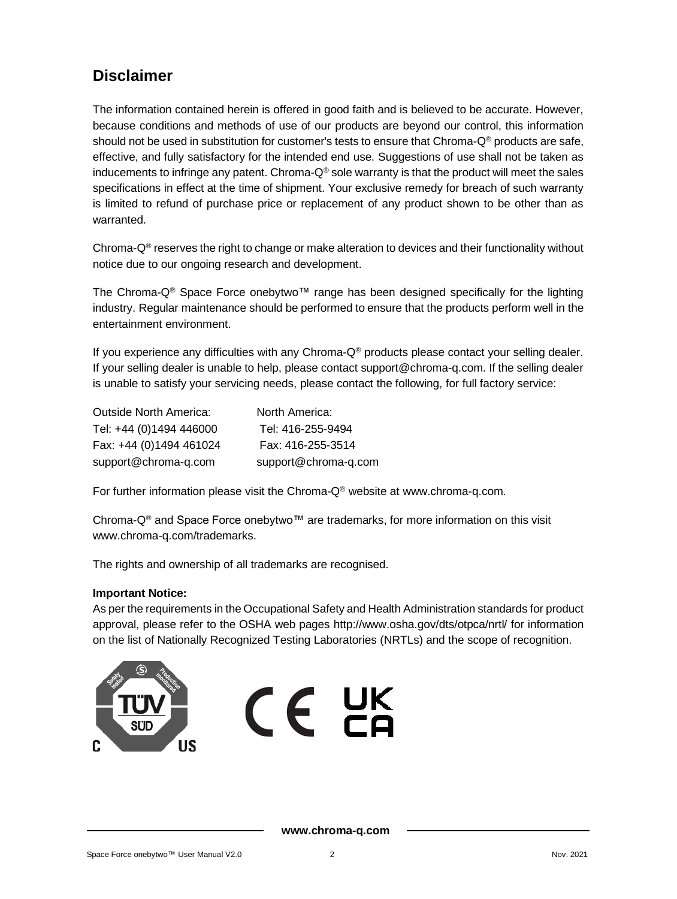## Disclaimer

The information contained herein is offered in good faith and is believed to be accurate. However, because conditions and methods of use of our products are beyond our control, this information should not be used in substitution for customer's tests to ensure that Chroma-Q® products are safe, effective, and fully satisfactory for the intended end use. Suggestions of use shall not be taken as inducements to infringe any patent. Chroma-Q® sole warranty is that the product will meet the sales specifications in effect at the time of shipment. Your exclusive remedy for breach of such warranty is limited to refund of purchase price or replacement of any product shown to be other than as warranted.

Chroma-Q® reserves the right to change or make alteration to devices and their functionality without notice due to our ongoing research and development.

The Chroma-Q® Space Force onebytwo™ range has been designed specifically for the lighting industry. Regular maintenance should be performed to ensure that the products perform well in the entertainment environment.

If you experience any difficulties with any Chroma-Q® products please contact your selling dealer. If your selling dealer is unable to help, please contact support@chroma-q.com. If the selling dealer is unable to satisfy your servicing needs, please contact the following, for full factory service:

| Outside North America: | North America: |
|---|---|
| Tel: +44 (0)1494 446000 | Tel: 416-255-9494 |
| Fax: +44 (0)1494 461024 | Fax: 416-255-3514 |
| support@chroma-q.com | support@chroma-q.com |

For further information please visit the Chroma-Q® website at www.chroma-q.com.

Chroma-Q® and Space Force onebytwo™ are trademarks, for more information on this visit www.chroma-q.com/trademarks.

The rights and ownership of all trademarks are recognised.

**Important Notice:**

As per the requirements in the Occupational Safety and Health Administration standards for product approval, please refer to the OSHA web pages http://www.osha.gov/dts/otpca/nrtl/ for information on the list of Nationally Recognized Testing Laboratories (NRTLs) and the scope of recognition.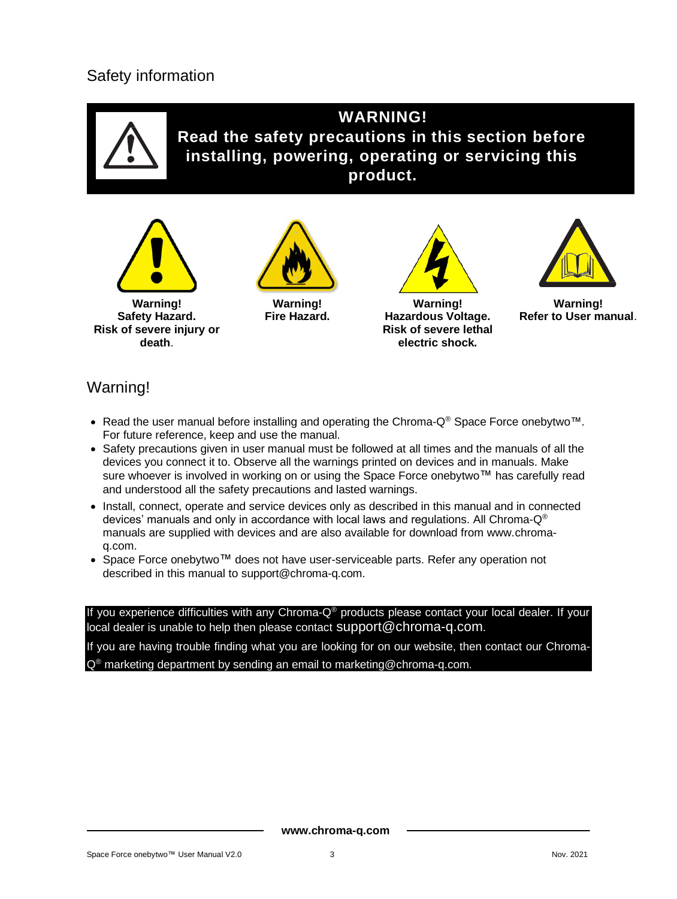## Safety information

**WARNING!**
**Read the safety precautions in this section before installing, powering, operating or servicing this product.**

**Warning! Safety Hazard. Risk of severe injury or death.**

**Warning! Fire Hazard.**

**Warning! Hazardous Voltage. Risk of severe lethal electric shock.**

**Warning! Refer to User manual.**

## Warning!

- Read the user manual before installing and operating the Chroma-Q® Space Force onebytwo™. For future reference, keep and use the manual.
- Safety precautions given in user manual must be followed at all times and the manuals of all the devices you connect it to. Observe all the warnings printed on devices and in manuals. Make sure whoever is involved in working on or using the Space Force onebytwo™ has carefully read and understood all the safety precautions and lasted warnings.
- Install, connect, operate and service devices only as described in this manual and in connected devices' manuals and only in accordance with local laws and regulations. All Chroma-Q® manuals are supplied with devices and are also available for download from www.chroma-q.com.
- Space Force onebytwo™ does not have user-serviceable parts. Refer any operation not described in this manual to support@chroma-q.com.

If you experience difficulties with any Chroma-Q® products please contact your local dealer. If your local dealer is unable to help then please contact support@chroma-q.com.

If you are having trouble finding what you are looking for on our website, then contact our Chroma-Q® marketing department by sending an email to marketing@chroma-q.com.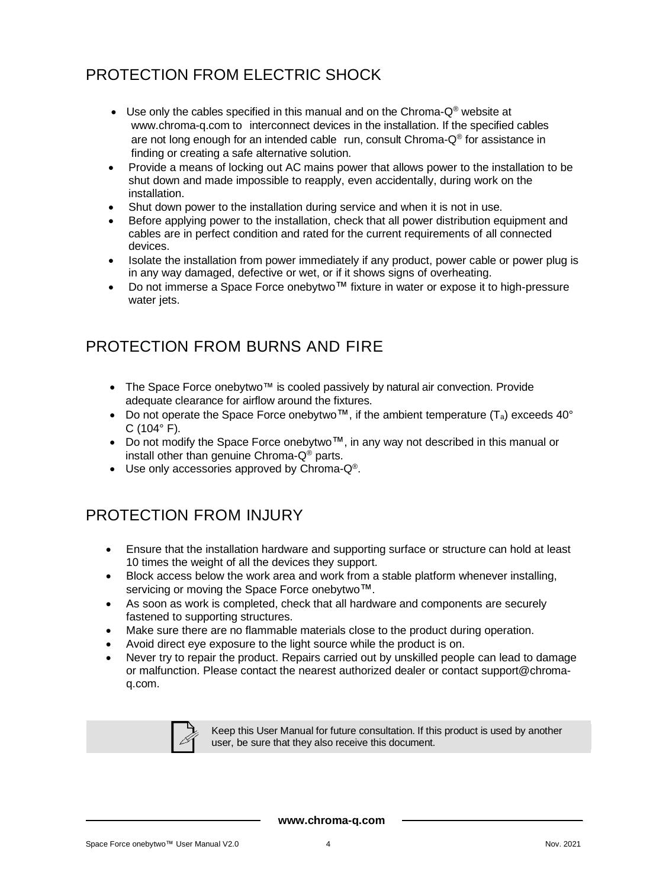## PROTECTION FROM ELECTRIC SHOCK

- Use only the cables specified in this manual and on the Chroma-Q® website at www.chroma-q.com to interconnect devices in the installation. If the specified cables are not long enough for an intended cable run, consult Chroma-Q® for assistance in finding or creating a safe alternative solution.
- Provide a means of locking out AC mains power that allows power to the installation to be shut down and made impossible to reapply, even accidentally, during work on the installation.
- Shut down power to the installation during service and when it is not in use.
- Before applying power to the installation, check that all power distribution equipment and cables are in perfect condition and rated for the current requirements of all connected devices.
- Isolate the installation from power immediately if any product, power cable or power plug is in any way damaged, defective or wet, or if it shows signs of overheating.
- Do not immerse a Space Force onebytwo™ fixture in water or expose it to high-pressure water jets.

## PROTECTION FROM BURNS AND FIRE

- The Space Force onebytwo™ is cooled passively by natural air convection. Provide adequate clearance for airflow around the fixtures.
- Do not operate the Space Force onebytwo™, if the ambient temperature ($T_a$) exceeds 40° C (104° F).
- Do not modify the Space Force onebytwo™, in any way not described in this manual or install other than genuine Chroma-Q® parts.
- Use only accessories approved by Chroma-Q®.

## PROTECTION FROM INJURY

- Ensure that the installation hardware and supporting surface or structure can hold at least 10 times the weight of all the devices they support.
- Block access below the work area and work from a stable platform whenever installing, servicing or moving the Space Force onebytwo™.
- As soon as work is completed, check that all hardware and components are securely fastened to supporting structures.
- Make sure there are no flammable materials close to the product during operation.
- Avoid direct eye exposure to the light source while the product is on.
- Never try to repair the product. Repairs carried out by unskilled people can lead to damage or malfunction. Please contact the nearest authorized dealer or contact support@chroma-q.com.

Keep this User Manual for future consultation. If this product is used by another user, be sure that they also receive this document.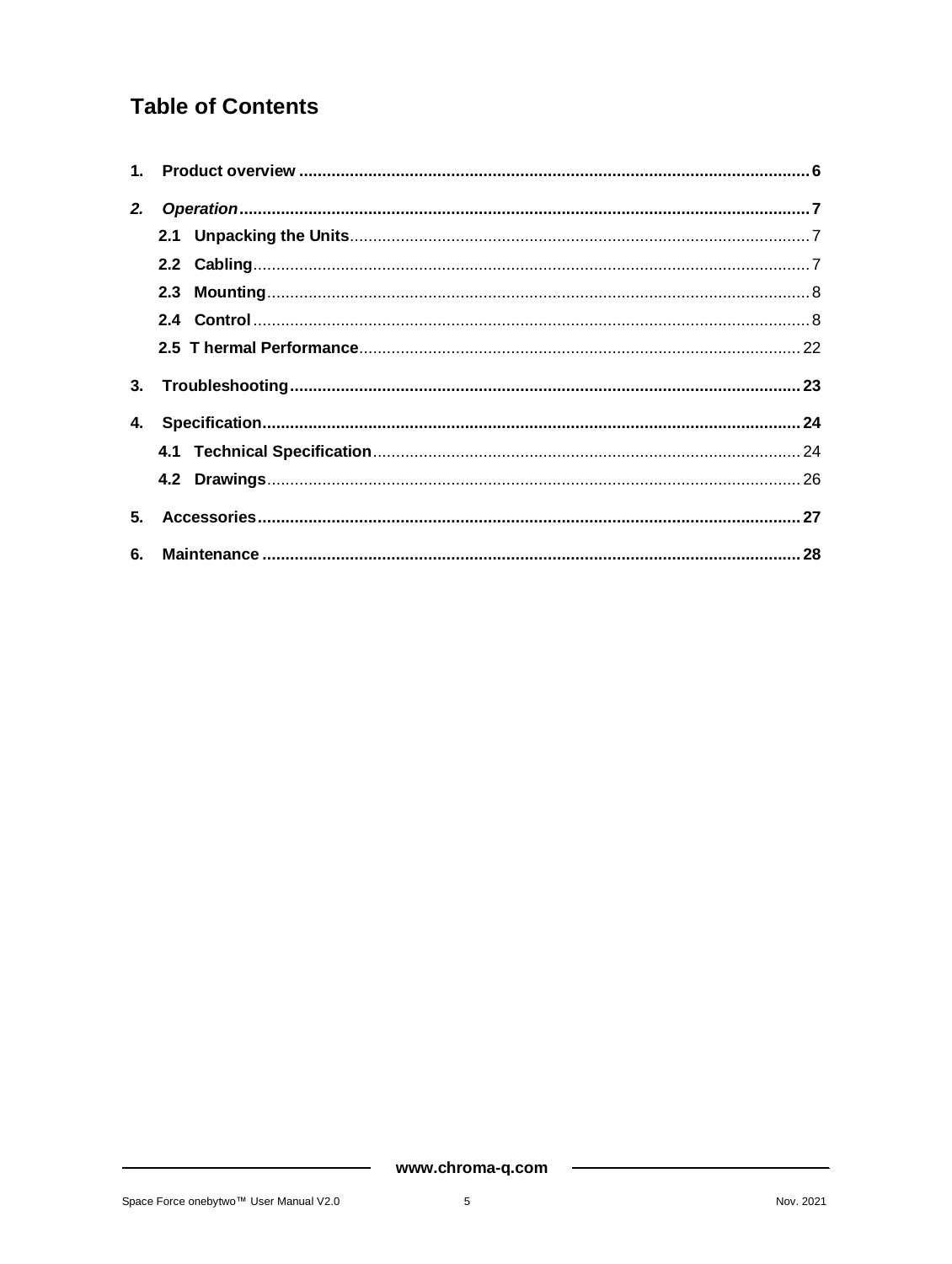# Table of Contents

**1. Product overview** ........................................................ **6**

***2. Operation*** ........................................................ **7**

- **2.1 Unpacking the Units** ........................................................ 7
- **2.2 Cabling** ........................................................ 7
- **2.3 Mounting** ........................................................ 8
- **2.4 Control** ........................................................ 8
- **2.5 T hermal Performance** ........................................................ 22

**3. Troubleshooting** ........................................................ **23**

**4. Specification** ........................................................ **24**

- **4.1 Technical Specification** ........................................................ 24
- **4.2 Drawings** ........................................................ 26

**5. Accessories** ........................................................ **27**

**6. Maintenance** ........................................................ **28**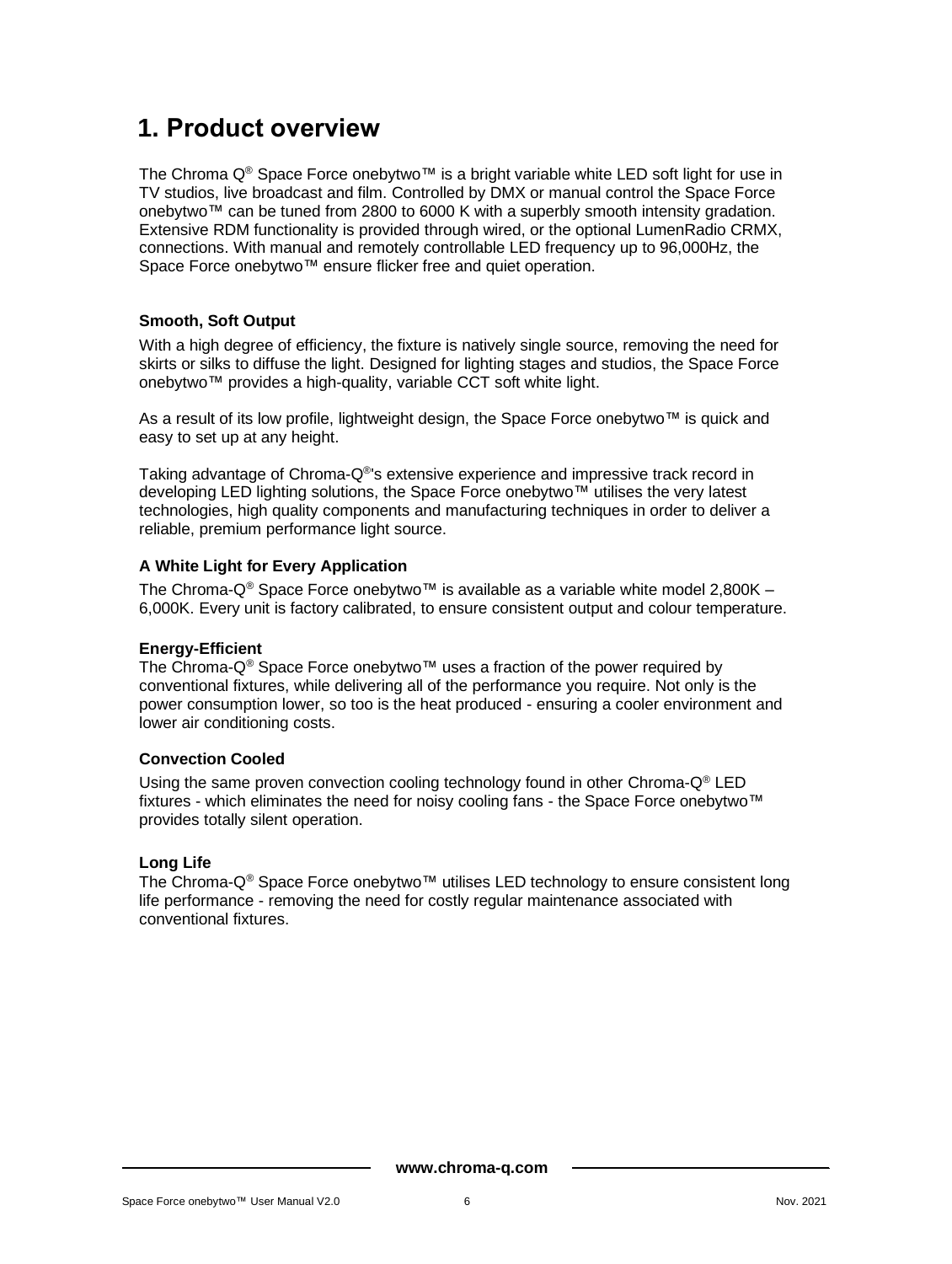# 1. Product overview

The Chroma Q® Space Force onebytwo™ is a bright variable white LED soft light for use in TV studios, live broadcast and film. Controlled by DMX or manual control the Space Force onebytwo™ can be tuned from 2800 to 6000 K with a superbly smooth intensity gradation. Extensive RDM functionality is provided through wired, or the optional LumenRadio CRMX, connections. With manual and remotely controllable LED frequency up to 96,000Hz, the Space Force onebytwo™ ensure flicker free and quiet operation.

**Smooth, Soft Output**

With a high degree of efficiency, the fixture is natively single source, removing the need for skirts or silks to diffuse the light. Designed for lighting stages and studios, the Space Force onebytwo™ provides a high-quality, variable CCT soft white light.

As a result of its low profile, lightweight design, the Space Force onebytwo™ is quick and easy to set up at any height.

Taking advantage of Chroma-Q®'s extensive experience and impressive track record in developing LED lighting solutions, the Space Force onebytwo™ utilises the very latest technologies, high quality components and manufacturing techniques in order to deliver a reliable, premium performance light source.

**A White Light for Every Application**

The Chroma-Q® Space Force onebytwo™ is available as a variable white model 2,800K – 6,000K. Every unit is factory calibrated, to ensure consistent output and colour temperature.

**Energy-Efficient**

The Chroma-Q® Space Force onebytwo™ uses a fraction of the power required by conventional fixtures, while delivering all of the performance you require. Not only is the power consumption lower, so too is the heat produced - ensuring a cooler environment and lower air conditioning costs.

**Convection Cooled**

Using the same proven convection cooling technology found in other Chroma-Q® LED fixtures - which eliminates the need for noisy cooling fans - the Space Force onebytwo™ provides totally silent operation.

**Long Life**

The Chroma-Q® Space Force onebytwo™ utilises LED technology to ensure consistent long life performance - removing the need for costly regular maintenance associated with conventional fixtures.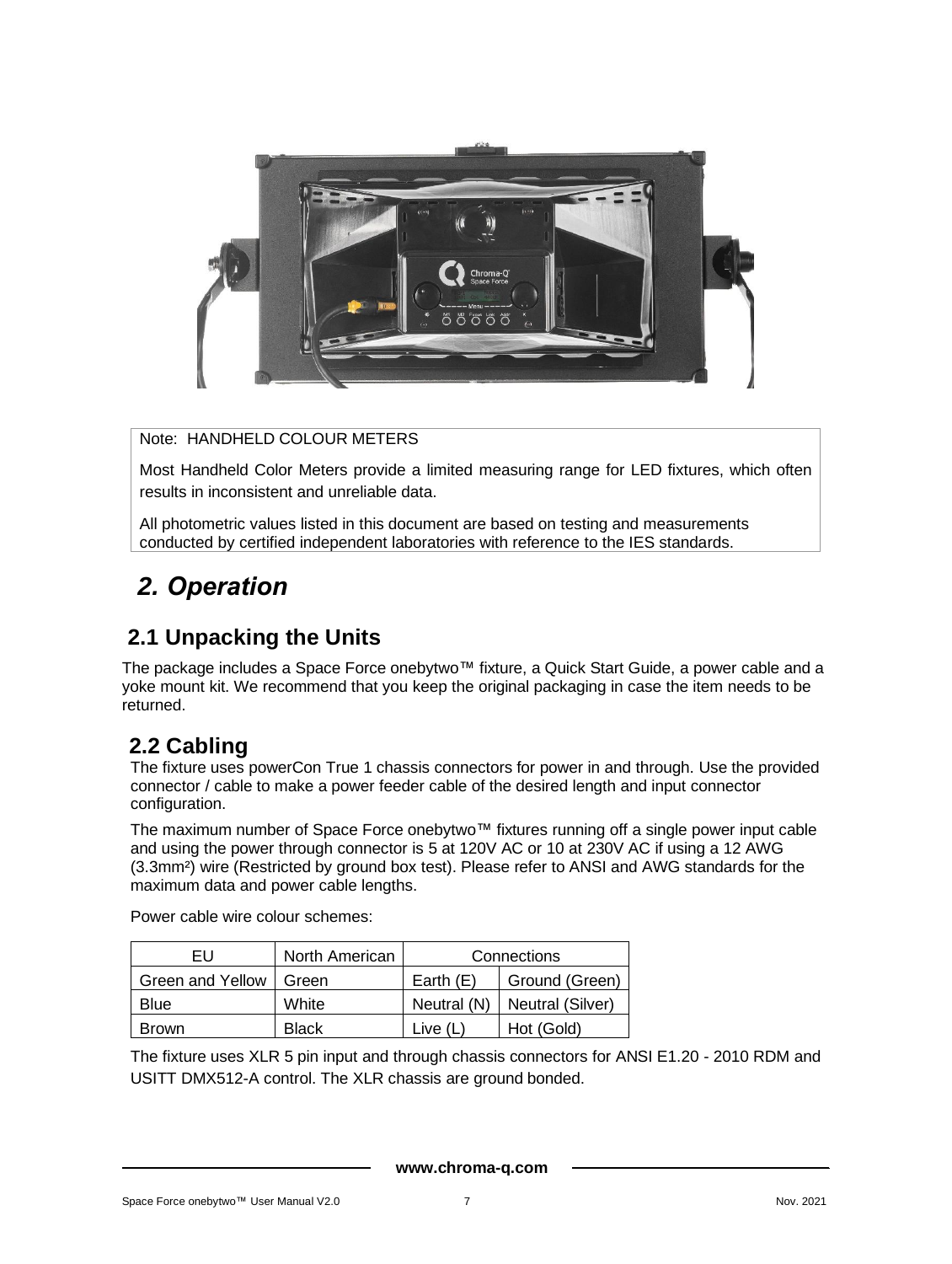Note: HANDHELD COLOUR METERS

Most Handheld Color Meters provide a limited measuring range for LED fixtures, which often results in inconsistent and unreliable data.

All photometric values listed in this document are based on testing and measurements conducted by certified independent laboratories with reference to the IES standards.

# *2. Operation*

## 2.1 Unpacking the Units

The package includes a Space Force onebytwo™ fixture, a Quick Start Guide, a power cable and a yoke mount kit. We recommend that you keep the original packaging in case the item needs to be returned.

## 2.2 Cabling

The fixture uses powerCon True 1 chassis connectors for power in and through. Use the provided connector / cable to make a power feeder cable of the desired length and input connector configuration.

The maximum number of Space Force onebytwo™ fixtures running off a single power input cable and using the power through connector is 5 at 120V AC or 10 at 230V AC if using a 12 AWG (3.3mm²) wire (Restricted by ground box test). Please refer to ANSI and AWG standards for the maximum data and power cable lengths.

Power cable wire colour schemes:

| EU | North American | Connections | |
|---|---|---|---|
| Green and Yellow | Green | Earth (E) | Ground (Green) |
| Blue | White | Neutral (N) | Neutral (Silver) |
| Brown | Black | Live (L) | Hot (Gold) |

The fixture uses XLR 5 pin input and through chassis connectors for ANSI E1.20 - 2010 RDM and USITT DMX512-A control. The XLR chassis are ground bonded.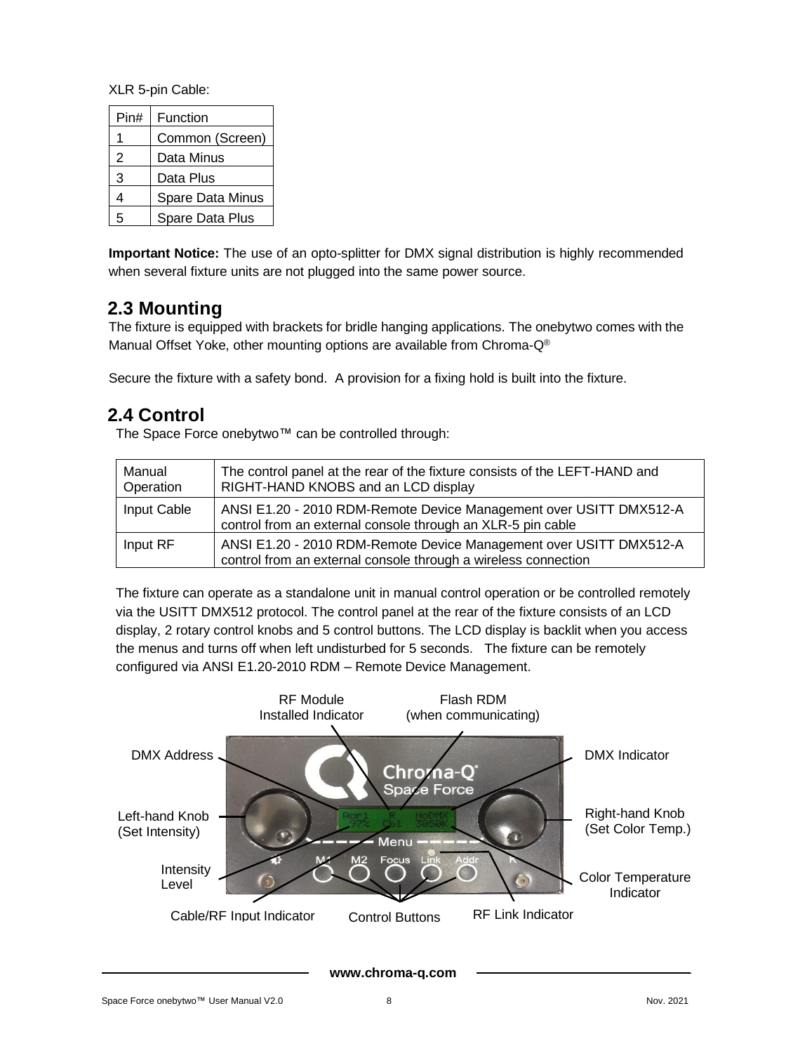XLR 5-pin Cable:

| Pin# | Function |
|---|---|
| 1 | Common (Screen) |
| 2 | Data Minus |
| 3 | Data Plus |
| 4 | Spare Data Minus |
| 5 | Spare Data Plus |

**Important Notice:** The use of an opto-splitter for DMX signal distribution is highly recommended when several fixture units are not plugged into the same power source.

## 2.3 Mounting

The fixture is equipped with brackets for bridle hanging applications. The onebytwo comes with the Manual Offset Yoke, other mounting options are available from Chroma-Q®

Secure the fixture with a safety bond. A provision for a fixing hold is built into the fixture.

## 2.4 Control

The Space Force onebytwo™ can be controlled through:

| Manual Operation | The control panel at the rear of the fixture consists of the LEFT-HAND and RIGHT-HAND KNOBS and an LCD display |
|---|---|
| Input Cable | ANSI E1.20 - 2010 RDM-Remote Device Management over USITT DMX512-A control from an external console through an XLR-5 pin cable |
| Input RF | ANSI E1.20 - 2010 RDM-Remote Device Management over USITT DMX512-A control from an external console through a wireless connection |

The fixture can operate as a standalone unit in manual control operation or be controlled remotely via the USITT DMX512 protocol. The control panel at the rear of the fixture consists of an LCD display, 2 rotary control knobs and 5 control buttons. The LCD display is backlit when you access the menus and turns off when left undisturbed for 5 seconds. The fixture can be remotely configured via ANSI E1.20-2010 RDM – Remote Device Management.

RF Module Installed Indicator
Flash RDM (when communicating)
DMX Address
DMX Indicator
Left-hand Knob (Set Intensity)
Right-hand Knob (Set Color Temp.)
Intensity Level
Color Temperature Indicator
Cable/RF Input Indicator
Control Buttons
RF Link Indicator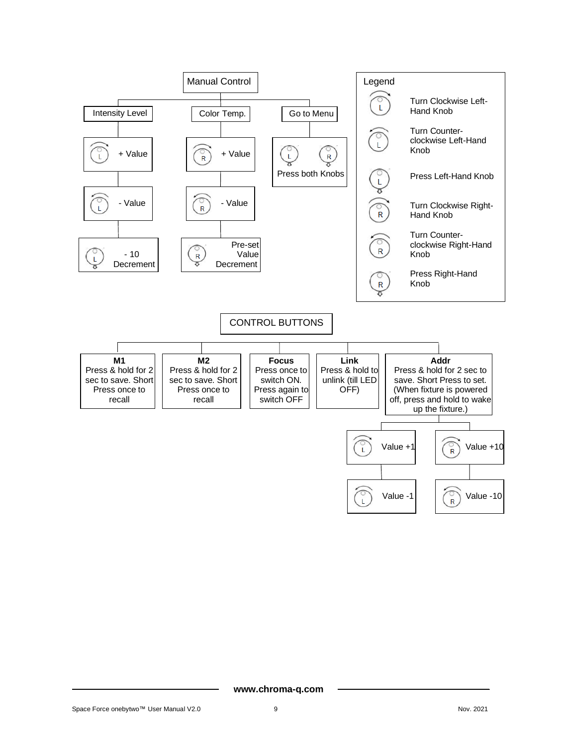## Manual Control

- **Intensity Level**
  - (Turn Clockwise Left-Hand Knob) + Value
  - (Turn Counter-clockwise Left-Hand Knob) - Value
  - (Press Left-Hand Knob) - 10 Decrement
- **Color Temp.**
  - (Turn Clockwise Right-Hand Knob) + Value
  - (Turn Counter-clockwise Right-Hand Knob) - Value
  - (Press Right-Hand Knob) Pre-set Value Decrement
- **Go to Menu**
  - Press both Knobs

### Legend

| Symbol | Meaning |
|---|---|
| L (clockwise arrow) | Turn Clockwise Left-Hand Knob |
| L (counter-clockwise arrow) | Turn Counter-clockwise Left-Hand Knob |
| L (press arrow) | Press Left-Hand Knob |
| R (clockwise arrow) | Turn Clockwise Right-Hand Knob |
| R (counter-clockwise arrow) | Turn Counter-clockwise Right-Hand Knob |
| R (press arrow) | Press Right-Hand Knob |

## CONTROL BUTTONS

| M1 | M2 | Focus | Link | Addr |
|---|---|---|---|---|
| Press & hold for 2 sec to save. Short Press once to recall | Press & hold for 2 sec to save. Short Press once to recall | Press once to switch ON. Press again to switch OFF | Press & hold to unlink (till LED OFF) | Press & hold for 2 sec to save. Short Press to set. (When fixture is powered off, press and hold to wake up the fixture.) |

**Addr:**

- (Turn Clockwise Left-Hand Knob) Value +1
- (Turn Counter-clockwise Left-Hand Knob) Value -1
- (Turn Clockwise Right-Hand Knob) Value +10
- (Turn Counter-clockwise Right-Hand Knob) Value -10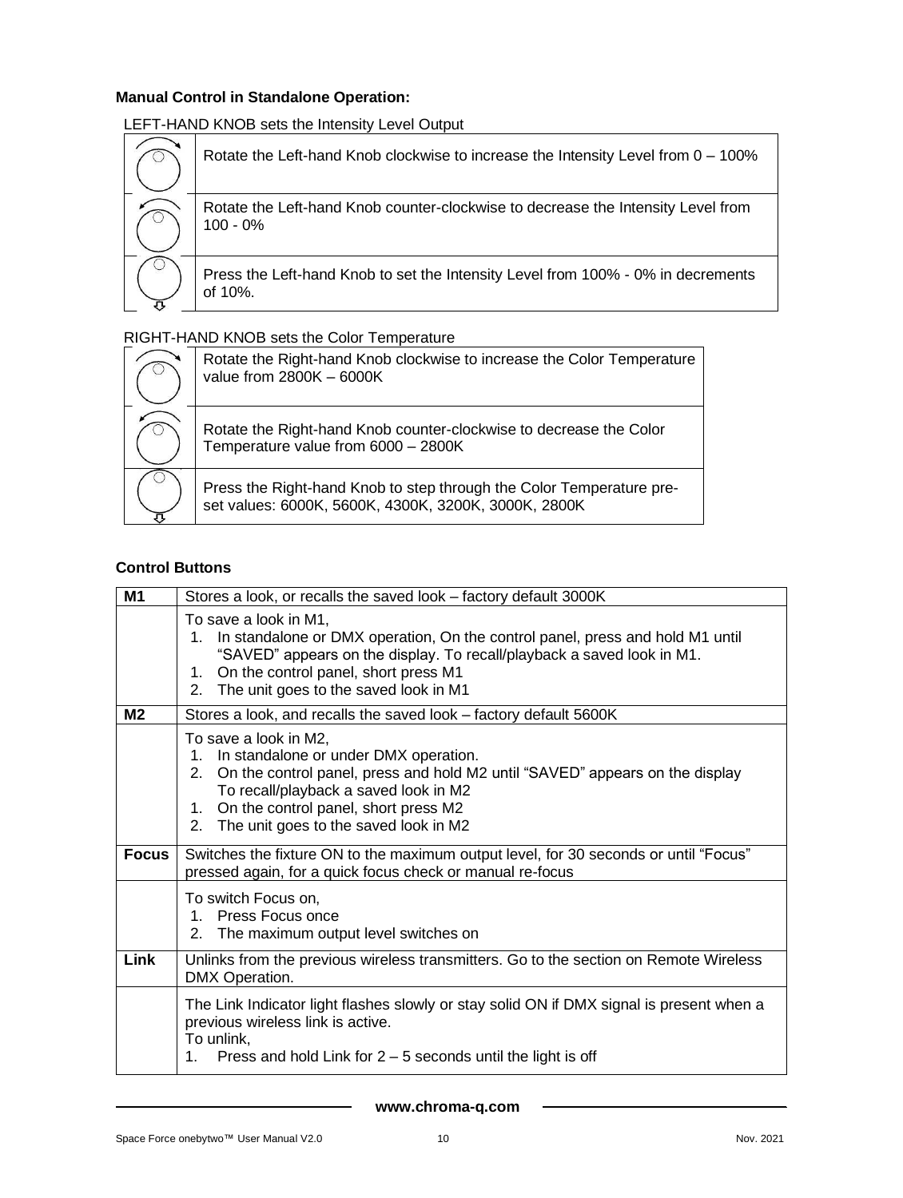**Manual Control in Standalone Operation:**

LEFT-HAND KNOB sets the Intensity Level Output

| | |
|---|---|
| | Rotate the Left-hand Knob clockwise to increase the Intensity Level from 0 – 100% |
| | Rotate the Left-hand Knob counter-clockwise to decrease the Intensity Level from 100 - 0% |
| | Press the Left-hand Knob to set the Intensity Level from 100% - 0% in decrements of 10%. |

RIGHT-HAND KNOB sets the Color Temperature

| | |
|---|---|
| | Rotate the Right-hand Knob clockwise to increase the Color Temperature value from 2800K – 6000K |
| | Rotate the Right-hand Knob counter-clockwise to decrease the Color Temperature value from 6000 – 2800K |
| | Press the Right-hand Knob to step through the Color Temperature pre-set values: 6000K, 5600K, 4300K, 3200K, 3000K, 2800K |

**Control Buttons**

| | |
|---|---|
| **M1** | Stores a look, or recalls the saved look – factory default 3000K |
| | To save a look in M1,<br>1. In standalone or DMX operation, On the control panel, press and hold M1 until "SAVED" appears on the display. To recall/playback a saved look in M1.<br>1. On the control panel, short press M1<br>2. The unit goes to the saved look in M1 |
| **M2** | Stores a look, and recalls the saved look – factory default 5600K |
| | To save a look in M2,<br>1. In standalone or under DMX operation.<br>2. On the control panel, press and hold M2 until "SAVED" appears on the display To recall/playback a saved look in M2<br>1. On the control panel, short press M2<br>2. The unit goes to the saved look in M2 |
| **Focus** | Switches the fixture ON to the maximum output level, for 30 seconds or until "Focus" pressed again, for a quick focus check or manual re-focus |
| | To switch Focus on,<br>1. Press Focus once<br>2. The maximum output level switches on |
| **Link** | Unlinks from the previous wireless transmitters. Go to the section on Remote Wireless DMX Operation. |
| | The Link Indicator light flashes slowly or stay solid ON if DMX signal is present when a previous wireless link is active.<br>To unlink,<br>1. Press and hold Link for 2 – 5 seconds until the light is off |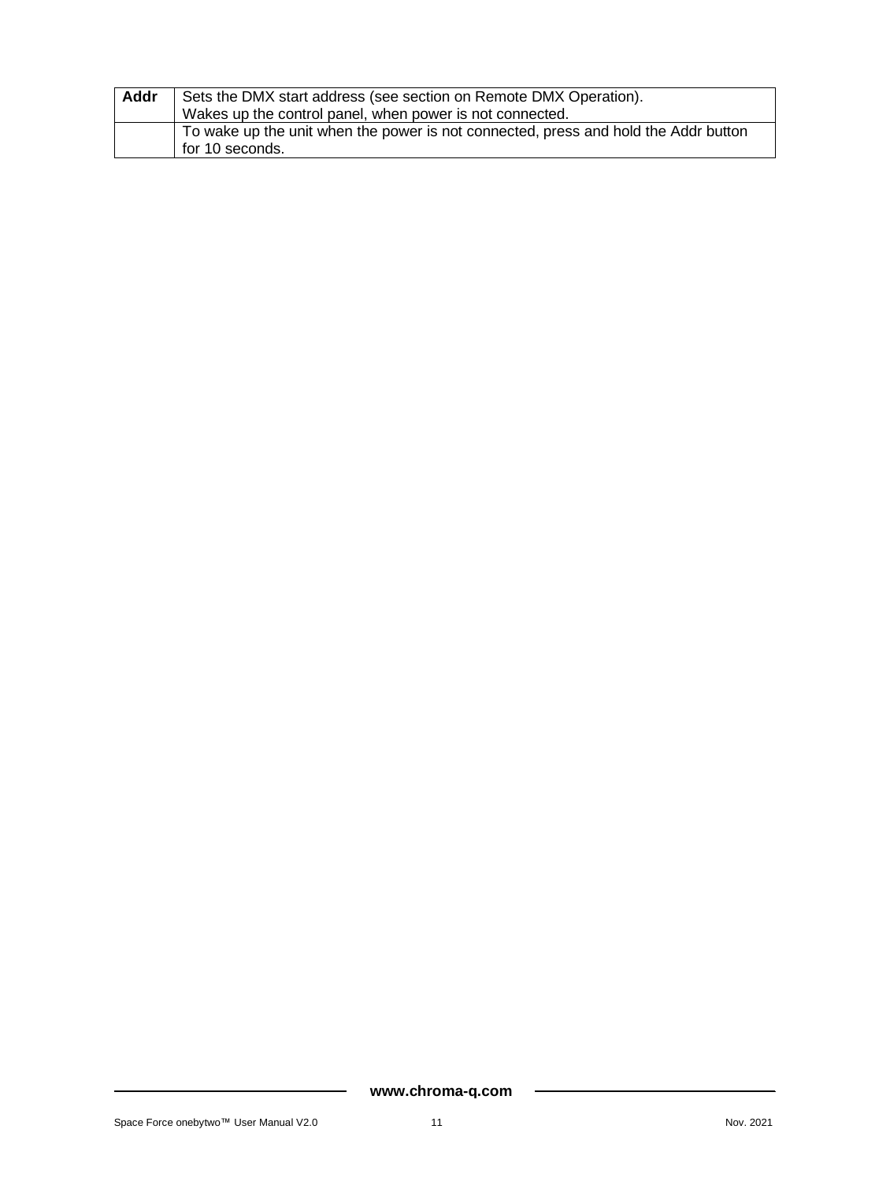| **Addr** | Sets the DMX start address (see section on Remote DMX Operation).<br>Wakes up the control panel, when power is not connected. |
|---|---|
| | To wake up the unit when the power is not connected, press and hold the Addr button for 10 seconds. |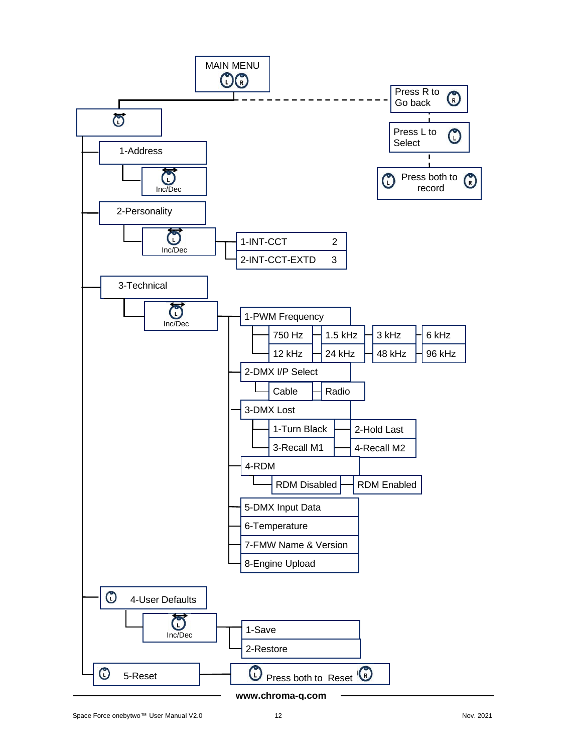MAIN MENU

Press R to Go back

Press L to Select

Press both to record

- 1-Address
  - Inc/Dec
- 2-Personality
  - Inc/Dec
    - 1-INT-CCT 2
    - 2-INT-CCT-EXTD 3
- 3-Technical
  - Inc/Dec
    - 1-PWM Frequency
      - 750 Hz, 1.5 kHz, 3 kHz, 6 kHz
      - 12 kHz, 24 kHz, 48 kHz, 96 kHz
    - 2-DMX I/P Select
      - Cable, Radio
    - 3-DMX Lost
      - 1-Turn Black, 2-Hold Last
      - 3-Recall M1, 4-Recall M2
    - 4-RDM
      - RDM Disabled, RDM Enabled
    - 5-DMX Input Data
    - 6-Temperature
    - 7-FMW Name & Version
    - 8-Engine Upload
- 4-User Defaults
  - Inc/Dec
    - 1-Save
    - 2-Restore
- 5-Reset
  - Press both to Reset

www.chroma-q.com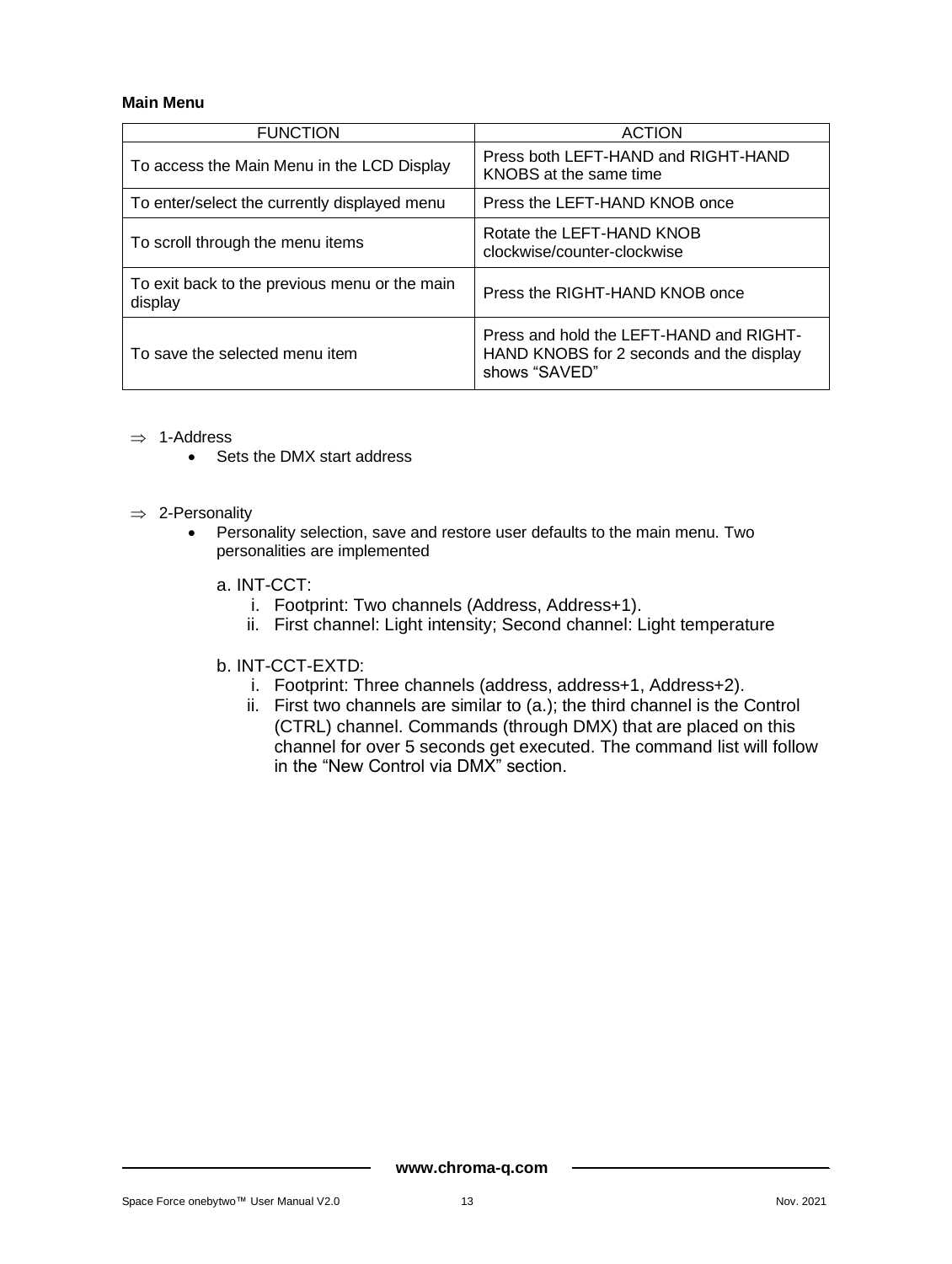**Main Menu**

| FUNCTION | ACTION |
| --- | --- |
| To access the Main Menu in the LCD Display | Press both LEFT-HAND and RIGHT-HAND KNOBS at the same time |
| To enter/select the currently displayed menu | Press the LEFT-HAND KNOB once |
| To scroll through the menu items | Rotate the LEFT-HAND KNOB clockwise/counter-clockwise |
| To exit back to the previous menu or the main display | Press the RIGHT-HAND KNOB once |
| To save the selected menu item | Press and hold the LEFT-HAND and RIGHT-HAND KNOBS for 2 seconds and the display shows “SAVED” |

⇒ 1-Address
- Sets the DMX start address

⇒ 2-Personality
- Personality selection, save and restore user defaults to the main menu. Two personalities are implemented

  a. INT-CCT:
     i. Footprint: Two channels (Address, Address+1).
     ii. First channel: Light intensity; Second channel: Light temperature

  b. INT-CCT-EXTD:
     i. Footprint: Three channels (address, address+1, Address+2).
     ii. First two channels are similar to (a.); the third channel is the Control (CTRL) channel. Commands (through DMX) that are placed on this channel for over 5 seconds get executed. The command list will follow in the “New Control via DMX” section.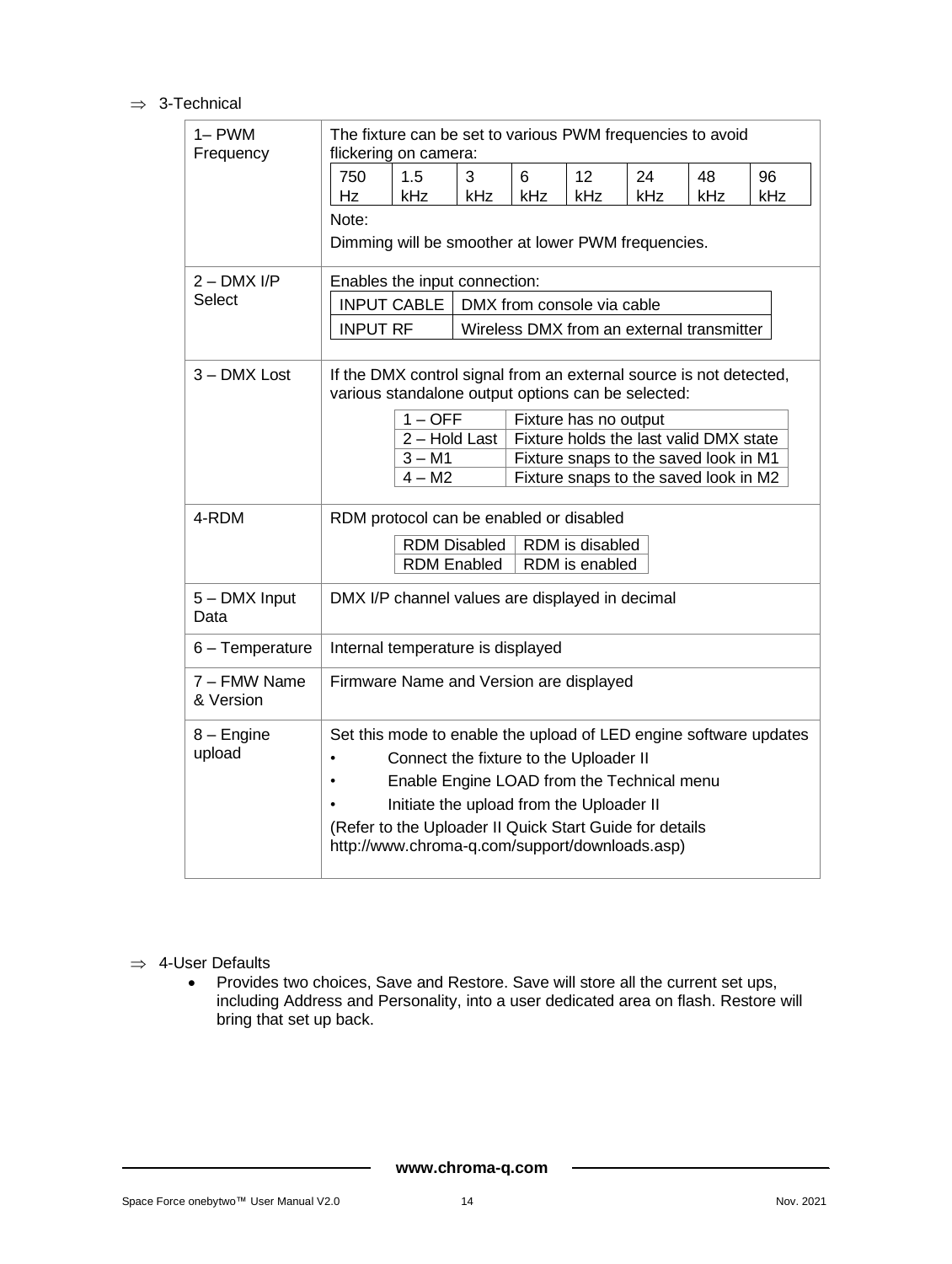⇒ 3-Technical

| | |
|---|---|
| 1– PWM Frequency | The fixture can be set to various PWM frequencies to avoid flickering on camera: 750 Hz / 1.5 kHz / 3 kHz / 6 kHz / 12 kHz / 24 kHz / 48 kHz / 96 kHz. Note: Dimming will be smoother at lower PWM frequencies. |
| 2 – DMX I/P Select | Enables the input connection: INPUT CABLE – DMX from console via cable; INPUT RF – Wireless DMX from an external transmitter |
| 3 – DMX Lost | If the DMX control signal from an external source is not detected, various standalone output options can be selected: 1 – OFF – Fixture has no output; 2 – Hold Last – Fixture holds the last valid DMX state; 3 – M1 – Fixture snaps to the saved look in M1; 4 – M2 – Fixture snaps to the saved look in M2 |
| 4-RDM | RDM protocol can be enabled or disabled: RDM Disabled – RDM is disabled; RDM Enabled – RDM is enabled |
| 5 – DMX Input Data | DMX I/P channel values are displayed in decimal |
| 6 – Temperature | Internal temperature is displayed |
| 7 – FMW Name & Version | Firmware Name and Version are displayed |
| 8 – Engine upload | Set this mode to enable the upload of LED engine software updates<br>• Connect the fixture to the Uploader II<br>• Enable Engine LOAD from the Technical menu<br>• Initiate the upload from the Uploader II<br>(Refer to the Uploader II Quick Start Guide for details http://www.chroma-q.com/support/downloads.asp) |

⇒ 4-User Defaults

- Provides two choices, Save and Restore. Save will store all the current set ups, including Address and Personality, into a user dedicated area on flash. Restore will bring that set up back.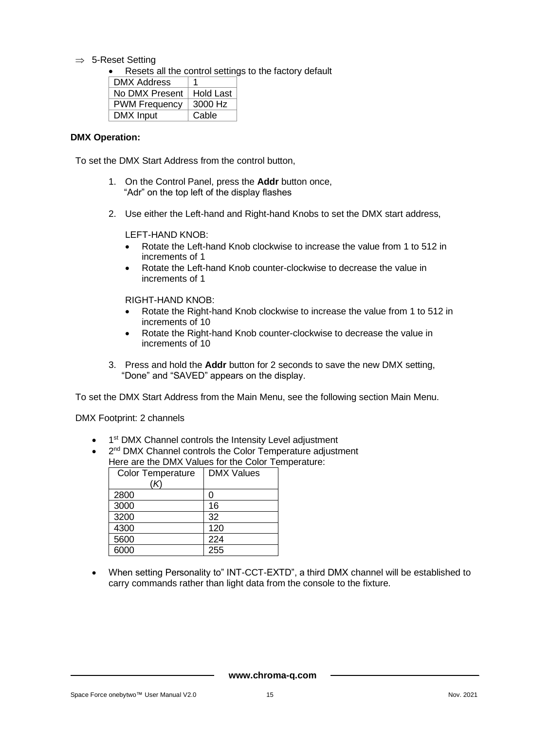⇒ 5-Reset Setting

- Resets all the control settings to the factory default

| DMX Address | 1 |
|---|---|
| No DMX Present | Hold Last |
| PWM Frequency | 3000 Hz |
| DMX Input | Cable |

**DMX Operation:**

To set the DMX Start Address from the control button,

1. On the Control Panel, press the **Addr** button once, "Adr" on the top left of the display flashes

2. Use either the Left-hand and Right-hand Knobs to set the DMX start address,

   LEFT-HAND KNOB:
   - Rotate the Left-hand Knob clockwise to increase the value from 1 to 512 in increments of 1
   - Rotate the Left-hand Knob counter-clockwise to decrease the value in increments of 1

   RIGHT-HAND KNOB:
   - Rotate the Right-hand Knob clockwise to increase the value from 1 to 512 in increments of 10
   - Rotate the Right-hand Knob counter-clockwise to decrease the value in increments of 10

3. Press and hold the **Addr** button for 2 seconds to save the new DMX setting, "Done" and "SAVED" appears on the display.

To set the DMX Start Address from the Main Menu, see the following section Main Menu.

DMX Footprint: 2 channels

- 1st DMX Channel controls the Intensity Level adjustment
- 2nd DMX Channel controls the Color Temperature adjustment
  Here are the DMX Values for the Color Temperature:

| Color Temperature (*K*) | DMX Values |
|---|---|
| 2800 | 0 |
| 3000 | 16 |
| 3200 | 32 |
| 4300 | 120 |
| 5600 | 224 |
| 6000 | 255 |

- When setting Personality to" INT-CCT-EXTD", a third DMX channel will be established to carry commands rather than light data from the console to the fixture.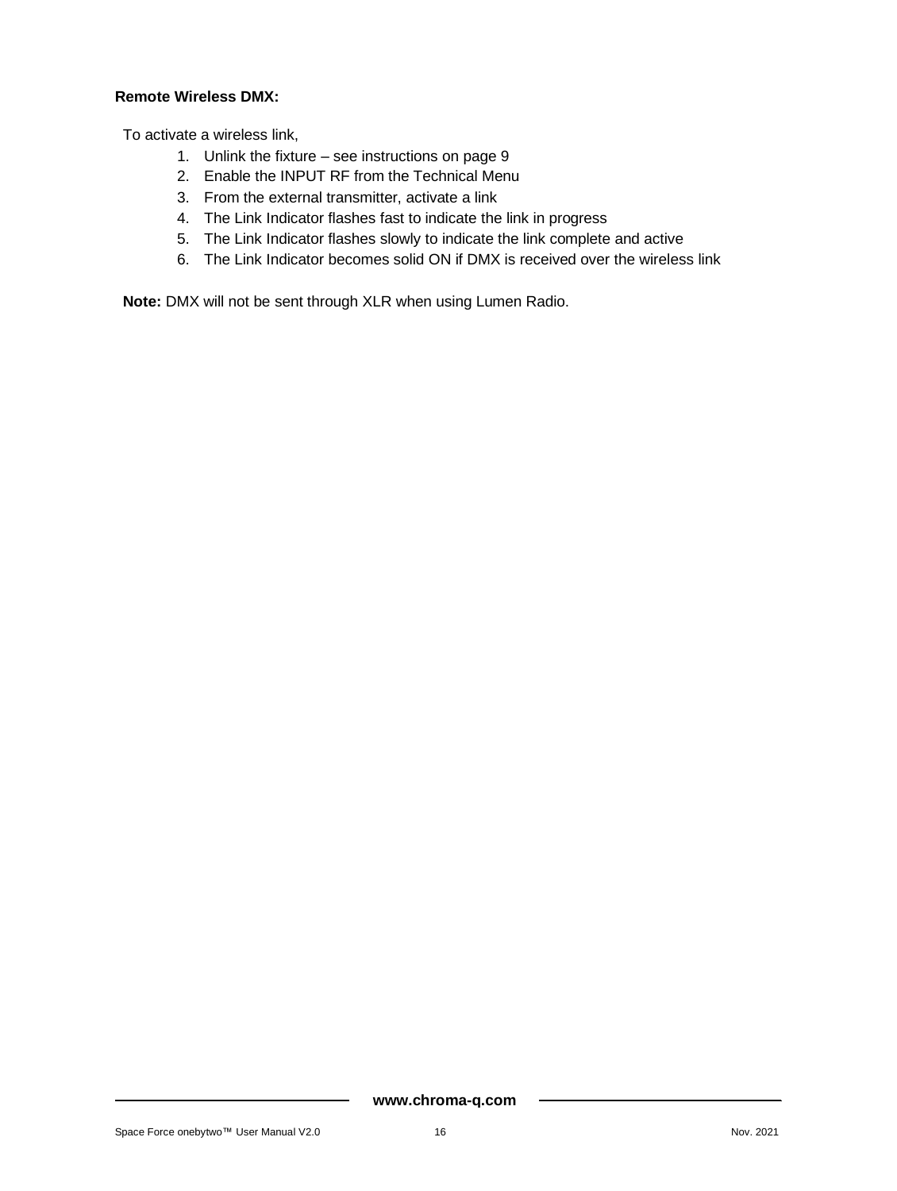**Remote Wireless DMX:**

To activate a wireless link,

1. Unlink the fixture – see instructions on page 9
2. Enable the INPUT RF from the Technical Menu
3. From the external transmitter, activate a link
4. The Link Indicator flashes fast to indicate the link in progress
5. The Link Indicator flashes slowly to indicate the link complete and active
6. The Link Indicator becomes solid ON if DMX is received over the wireless link

**Note:** DMX will not be sent through XLR when using Lumen Radio.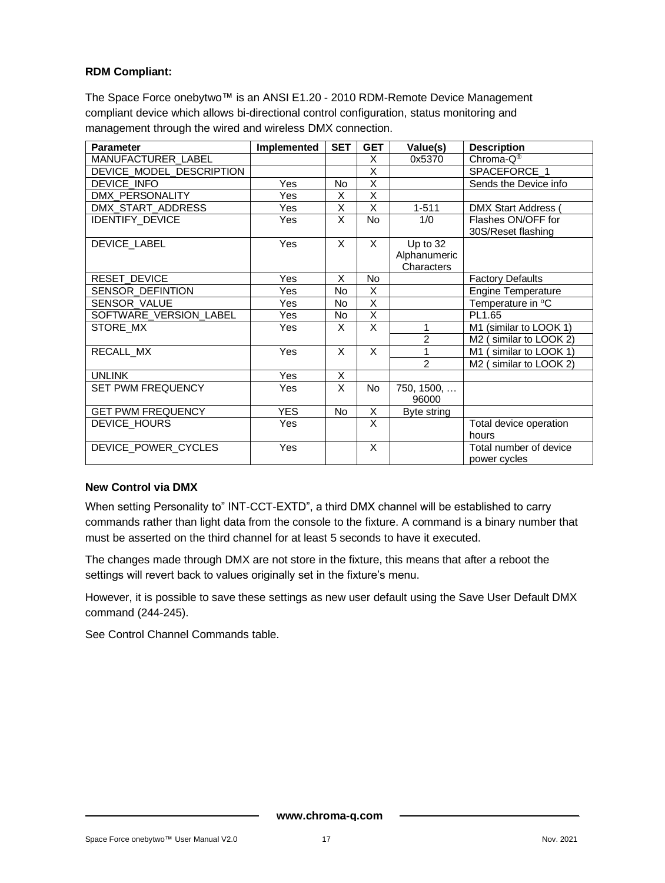**RDM Compliant:**

The Space Force onebytwo™ is an ANSI E1.20 - 2010 RDM-Remote Device Management compliant device which allows bi-directional control configuration, status monitoring and management through the wired and wireless DMX connection.

| Parameter | Implemented | SET | GET | Value(s) | Description |
|---|---|---|---|---|---|
| MANUFACTURER_LABEL | | | X | 0x5370 | Chroma-Q® |
| DEVICE_MODEL_DESCRIPTION | | | X | | SPACEFORCE_1 |
| DEVICE_INFO | Yes | No | X | | Sends the Device info |
| DMX_PERSONALITY | Yes | X | X | | |
| DMX_START_ADDRESS | Yes | X | X | 1-511 | DMX Start Address ( |
| IDENTIFY_DEVICE | Yes | X | No | 1/0 | Flashes ON/OFF for 30S/Reset flashing |
| DEVICE_LABEL | Yes | X | X | Up to 32 Alphanumeric Characters | |
| RESET_DEVICE | Yes | X | No | | Factory Defaults |
| SENSOR_DEFINTION | Yes | No | X | | Engine Temperature |
| SENSOR_VALUE | Yes | No | X | | Temperature in ºC |
| SOFTWARE_VERSION_LABEL | Yes | No | X | | PL1.65 |
| STORE_MX | Yes | X | X | 1 | M1 (similar to LOOK 1) |
| | | | | 2 | M2 ( similar to LOOK 2) |
| RECALL_MX | Yes | X | X | 1 | M1 ( similar to LOOK 1) |
| | | | | 2 | M2 ( similar to LOOK 2) |
| UNLINK | Yes | X | | | |
| SET PWM FREQUENCY | Yes | X | No | 750, 1500, … 96000 | |
| GET PWM FREQUENCY | YES | No | X | Byte string | |
| DEVICE_HOURS | Yes | | X | | Total device operation hours |
| DEVICE_POWER_CYCLES | Yes | | X | | Total number of device power cycles |

**New Control via DMX**

When setting Personality to" INT-CCT-EXTD", a third DMX channel will be established to carry commands rather than light data from the console to the fixture. A command is a binary number that must be asserted on the third channel for at least 5 seconds to have it executed.

The changes made through DMX are not store in the fixture, this means that after a reboot the settings will revert back to values originally set in the fixture's menu.

However, it is possible to save these settings as new user default using the Save User Default DMX command (244-245).

See Control Channel Commands table.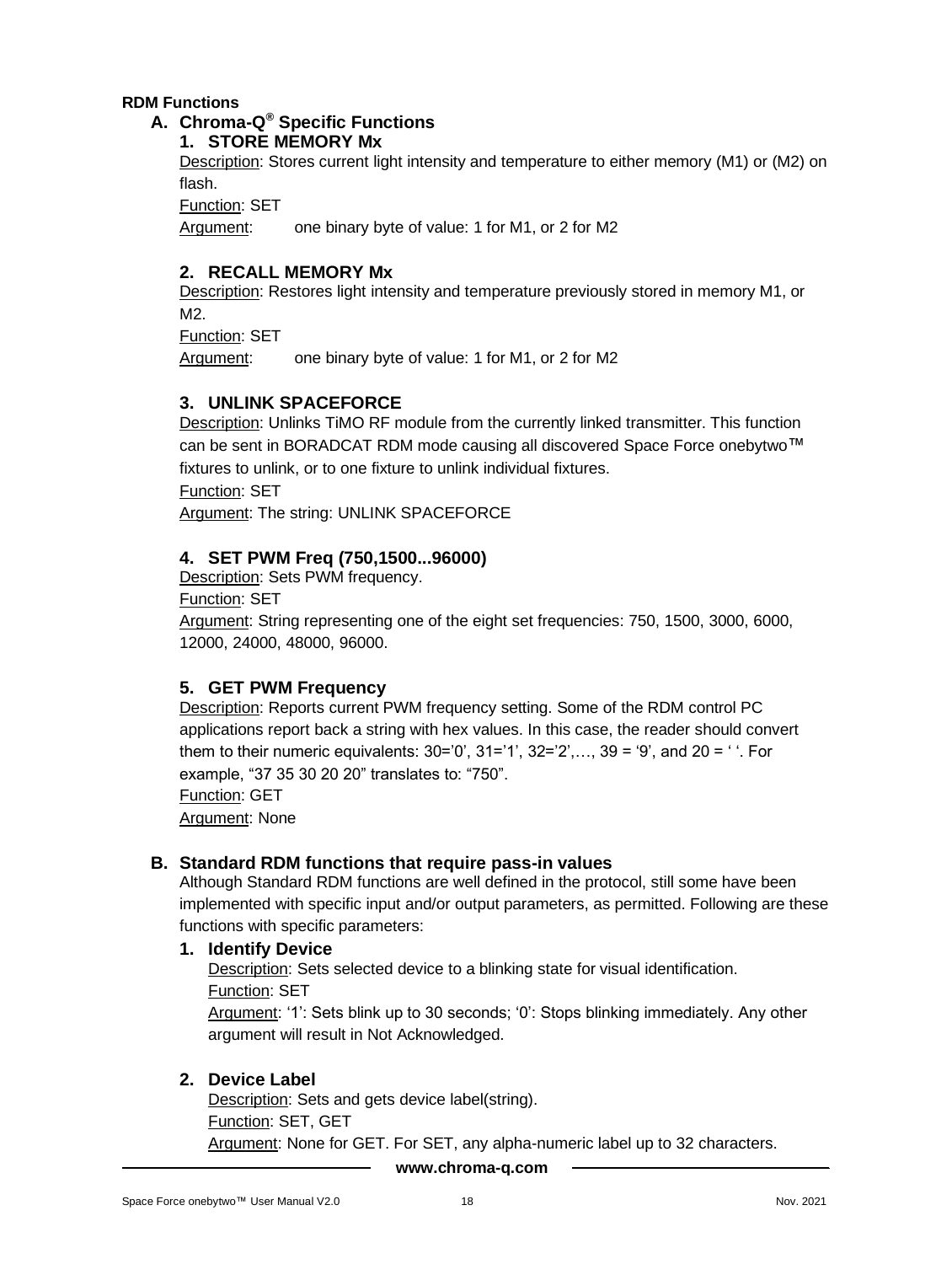**RDM Functions**

## A. Chroma-Q® Specific Functions

### 1. STORE MEMORY Mx

Description: Stores current light intensity and temperature to either memory (M1) or (M2) on flash.

Function: SET

Argument: one binary byte of value: 1 for M1, or 2 for M2

### 2. RECALL MEMORY Mx

Description: Restores light intensity and temperature previously stored in memory M1, or M2.

Function: SET

Argument: one binary byte of value: 1 for M1, or 2 for M2

### 3. UNLINK SPACEFORCE

Description: Unlinks TiMO RF module from the currently linked transmitter. This function can be sent in BORADCAT RDM mode causing all discovered Space Force onebytwo™ fixtures to unlink, or to one fixture to unlink individual fixtures.

Function: SET

Argument: The string: UNLINK SPACEFORCE

### 4. SET PWM Freq (750,1500...96000)

Description: Sets PWM frequency.

Function: SET

Argument: String representing one of the eight set frequencies: 750, 1500, 3000, 6000, 12000, 24000, 48000, 96000.

### 5. GET PWM Frequency

Description: Reports current PWM frequency setting. Some of the RDM control PC applications report back a string with hex values. In this case, the reader should convert them to their numeric equivalents: 30='0', 31='1', 32='2',…, 39 = '9', and 20 = ' '. For example, "37 35 30 20 20" translates to: "750".

Function: GET

Argument: None

## B. Standard RDM functions that require pass-in values

Although Standard RDM functions are well defined in the protocol, still some have been implemented with specific input and/or output parameters, as permitted. Following are these functions with specific parameters:

### 1. Identify Device

Description: Sets selected device to a blinking state for visual identification.

Function: SET

Argument: '1': Sets blink up to 30 seconds; '0': Stops blinking immediately. Any other argument will result in Not Acknowledged.

### 2. Device Label

Description: Sets and gets device label(string).

Function: SET, GET

Argument: None for GET. For SET, any alpha-numeric label up to 32 characters.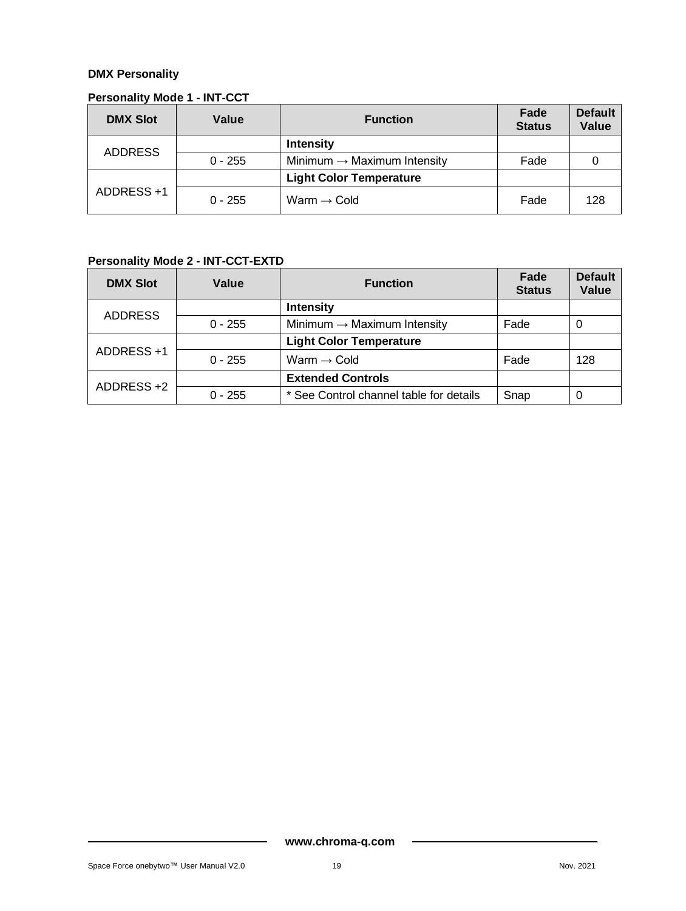### DMX Personality

#### Personality Mode 1 - INT-CCT

| DMX Slot | Value | Function | Fade Status | Default Value |
|---|---|---|---|---|
| ADDRESS | | **Intensity** | | |
| | 0 - 255 | Minimum → Maximum Intensity | Fade | 0 |
| ADDRESS +1 | | **Light Color Temperature** | | |
| | 0 - 255 | Warm → Cold | Fade | 128 |

#### Personality Mode 2 - INT-CCT-EXTD

| DMX Slot | Value | Function | Fade Status | Default Value |
|---|---|---|---|---|
| ADDRESS | | **Intensity** | | |
| | 0 - 255 | Minimum → Maximum Intensity | Fade | 0 |
| ADDRESS +1 | | **Light Color Temperature** | | |
| | 0 - 255 | Warm → Cold | Fade | 128 |
| ADDRESS +2 | | **Extended Controls** | | |
| | 0 - 255 | * See Control channel table for details | Snap | 0 |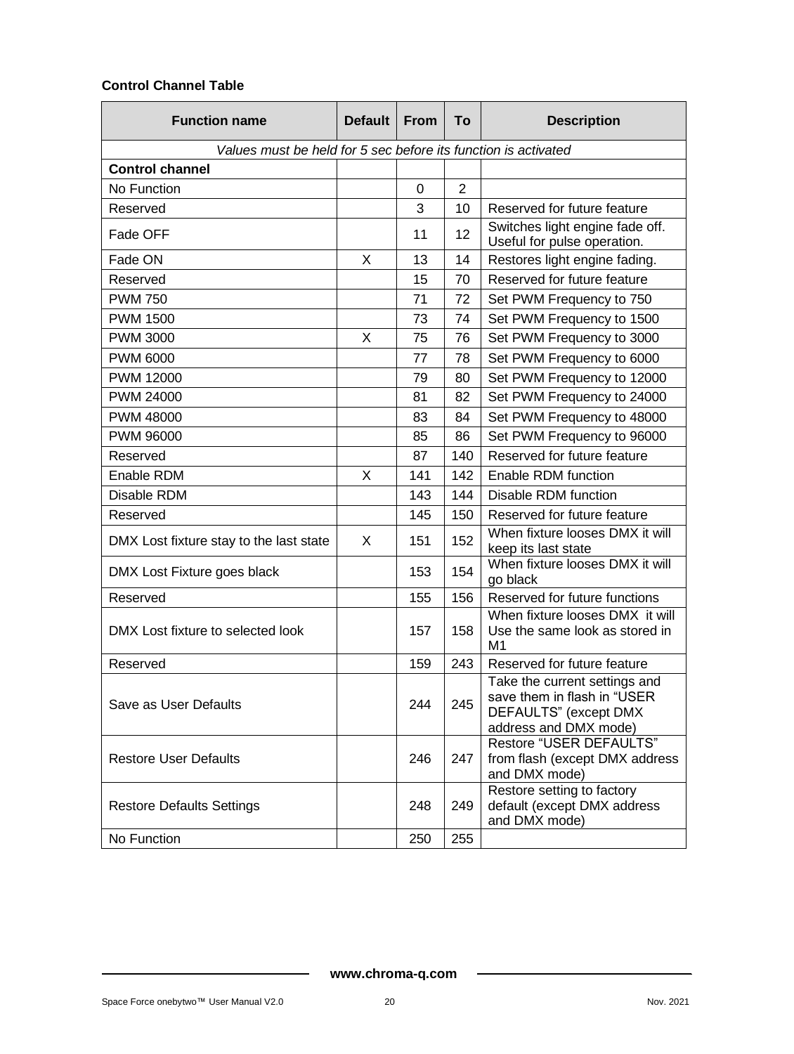**Control Channel Table**

| Function name | Default | From | To | Description |
|---|---|---|---|---|
| *Values must be held for 5 sec before its function is activated* | | | | |
| **Control channel** | | | | |
| No Function | | 0 | 2 | |
| Reserved | | 3 | 10 | Reserved for future feature |
| Fade OFF | | 11 | 12 | Switches light engine fade off. Useful for pulse operation. |
| Fade ON | X | 13 | 14 | Restores light engine fading. |
| Reserved | | 15 | 70 | Reserved for future feature |
| PWM 750 | | 71 | 72 | Set PWM Frequency to 750 |
| PWM 1500 | | 73 | 74 | Set PWM Frequency to 1500 |
| PWM 3000 | X | 75 | 76 | Set PWM Frequency to 3000 |
| PWM 6000 | | 77 | 78 | Set PWM Frequency to 6000 |
| PWM 12000 | | 79 | 80 | Set PWM Frequency to 12000 |
| PWM 24000 | | 81 | 82 | Set PWM Frequency to 24000 |
| PWM 48000 | | 83 | 84 | Set PWM Frequency to 48000 |
| PWM 96000 | | 85 | 86 | Set PWM Frequency to 96000 |
| Reserved | | 87 | 140 | Reserved for future feature |
| Enable RDM | X | 141 | 142 | Enable RDM function |
| Disable RDM | | 143 | 144 | Disable RDM function |
| Reserved | | 145 | 150 | Reserved for future feature |
| DMX Lost fixture stay to the last state | X | 151 | 152 | When fixture looses DMX it will keep its last state |
| DMX Lost Fixture goes black | | 153 | 154 | When fixture looses DMX it will go black |
| Reserved | | 155 | 156 | Reserved for future functions |
| DMX Lost fixture to selected look | | 157 | 158 | When fixture looses DMX it will Use the same look as stored in M1 |
| Reserved | | 159 | 243 | Reserved for future feature |
| Save as User Defaults | | 244 | 245 | Take the current settings and save them in flash in "USER DEFAULTS" (except DMX address and DMX mode) |
| Restore User Defaults | | 246 | 247 | Restore "USER DEFAULTS" from flash (except DMX address and DMX mode) |
| Restore Defaults Settings | | 248 | 249 | Restore setting to factory default (except DMX address and DMX mode) |
| No Function | | 250 | 255 | |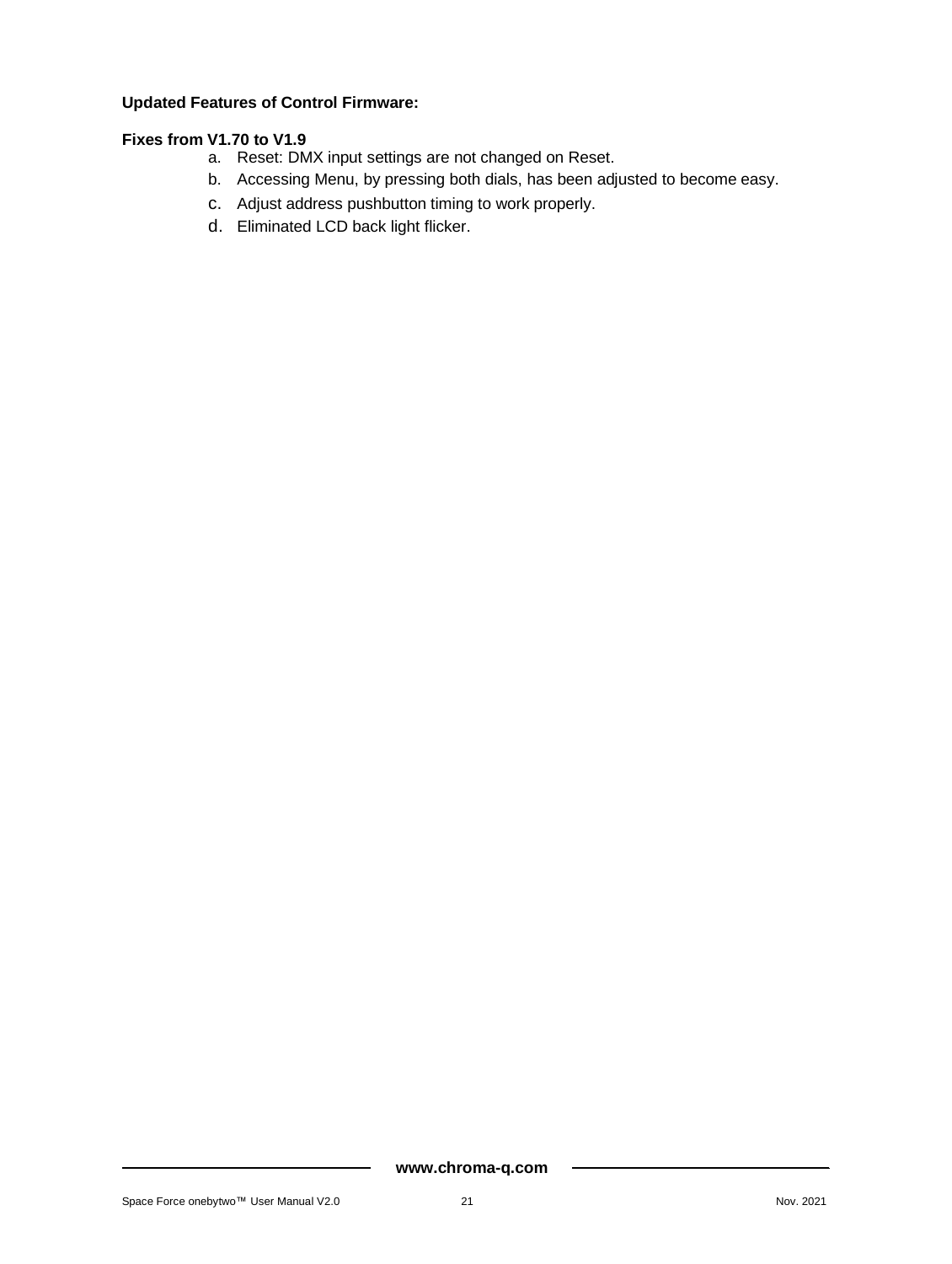**Updated Features of Control Firmware:**

**Fixes from V1.70 to V1.9**

a. Reset: DMX input settings are not changed on Reset.
b. Accessing Menu, by pressing both dials, has been adjusted to become easy.
c. Adjust address pushbutton timing to work properly.
d. Eliminated LCD back light flicker.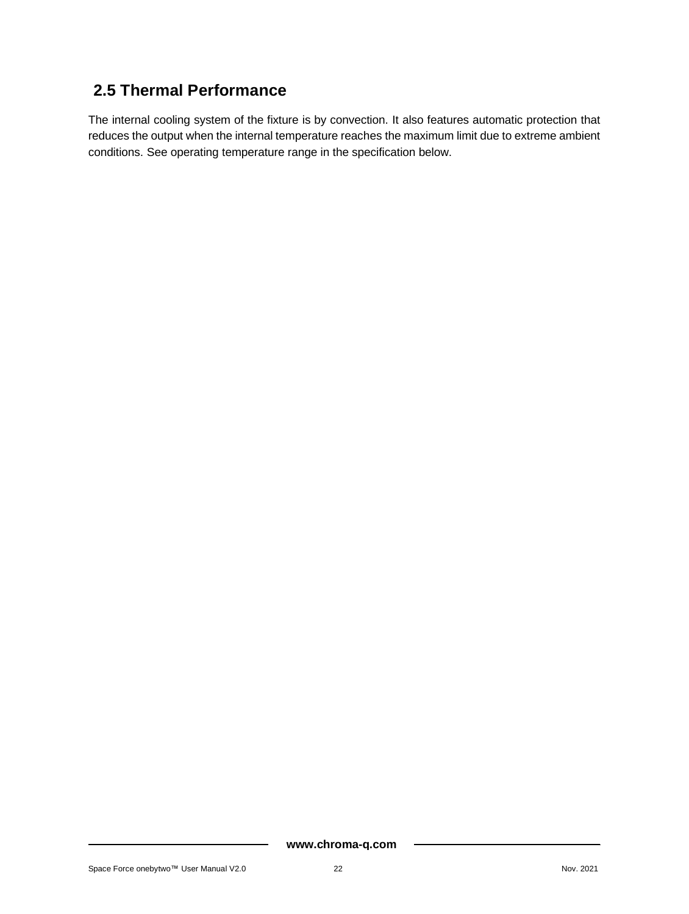## 2.5 Thermal Performance

The internal cooling system of the fixture is by convection. It also features automatic protection that reduces the output when the internal temperature reaches the maximum limit due to extreme ambient conditions. See operating temperature range in the specification below.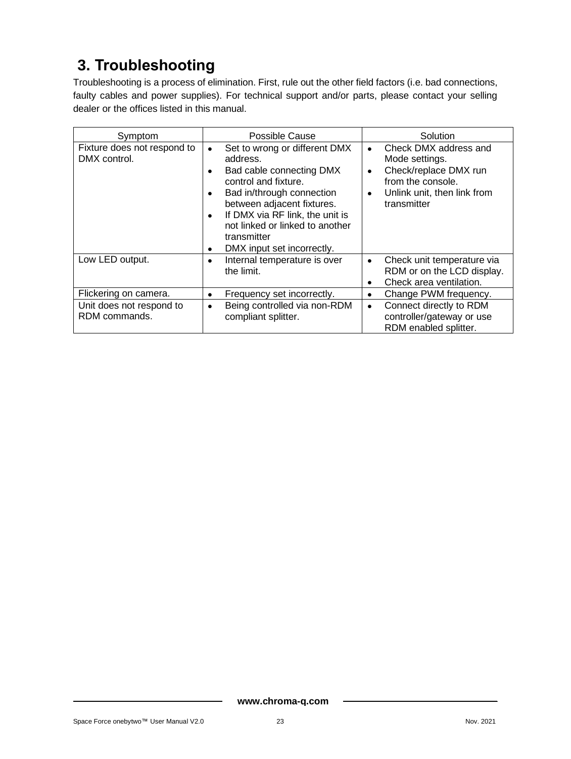## 3. Troubleshooting

Troubleshooting is a process of elimination. First, rule out the other field factors (i.e. bad connections, faulty cables and power supplies). For technical support and/or parts, please contact your selling dealer or the offices listed in this manual.

| Symptom | Possible Cause | Solution |
|---|---|---|
| Fixture does not respond to DMX control. | • Set to wrong or different DMX address.<br>• Bad cable connecting DMX control and fixture.<br>• Bad in/through connection between adjacent fixtures.<br>• If DMX via RF link, the unit is not linked or linked to another transmitter<br>• DMX input set incorrectly. | • Check DMX address and Mode settings.<br>• Check/replace DMX run from the console.<br>• Unlink unit, then link from transmitter |
| Low LED output. | • Internal temperature is over the limit. | • Check unit temperature via RDM or on the LCD display.<br>• Check area ventilation. |
| Flickering on camera. | • Frequency set incorrectly. | • Change PWM frequency. |
| Unit does not respond to RDM commands. | • Being controlled via non-RDM compliant splitter. | • Connect directly to RDM controller/gateway or use RDM enabled splitter. |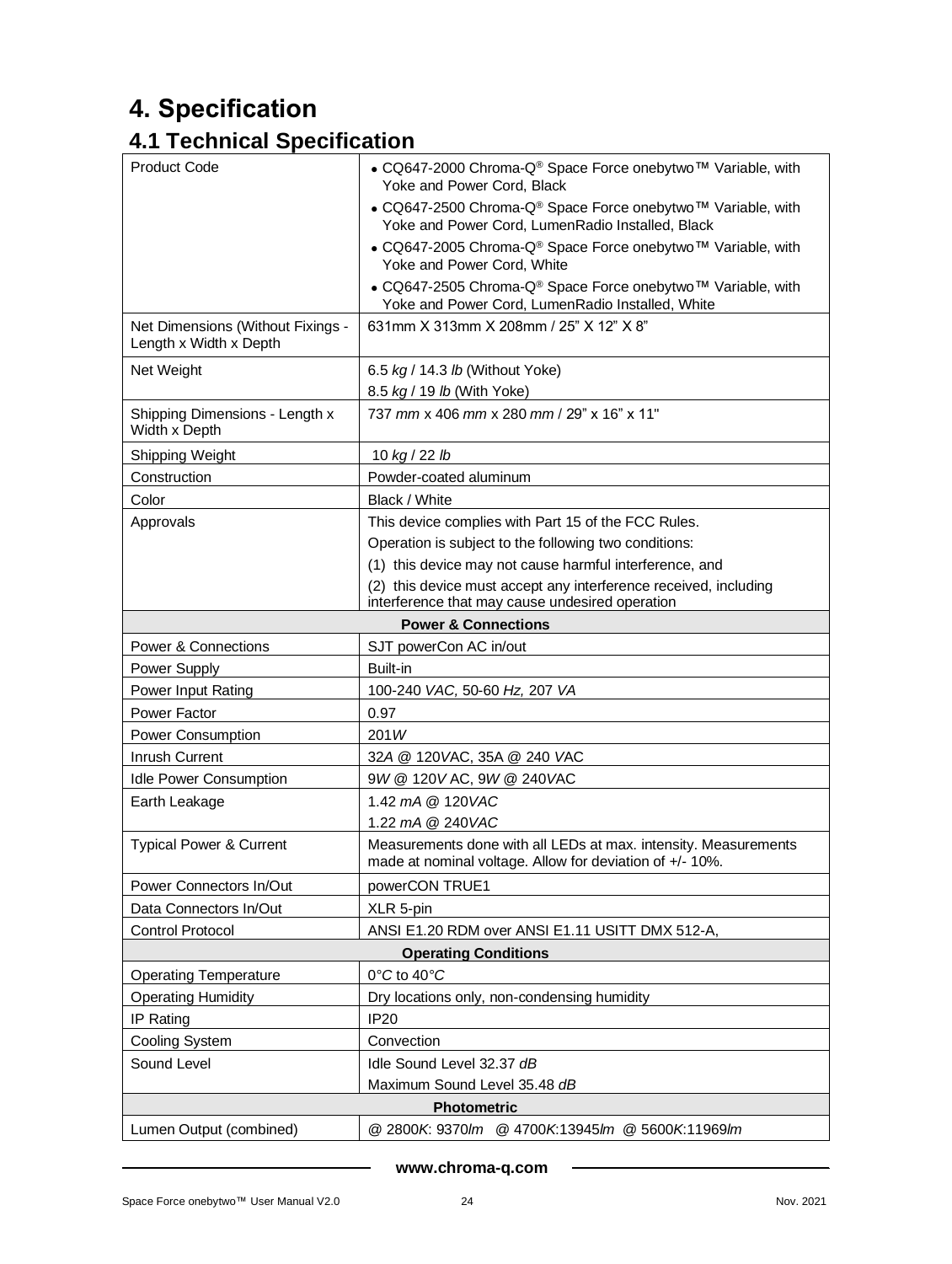# 4. Specification

## 4.1 Technical Specification

| | |
|---|---|
| Product Code | • CQ647-2000 Chroma-Q® Space Force onebytwo™ Variable, with Yoke and Power Cord, Black<br>• CQ647-2500 Chroma-Q® Space Force onebytwo™ Variable, with Yoke and Power Cord, LumenRadio Installed, Black<br>• CQ647-2005 Chroma-Q® Space Force onebytwo™ Variable, with Yoke and Power Cord, White<br>• CQ647-2505 Chroma-Q® Space Force onebytwo™ Variable, with Yoke and Power Cord, LumenRadio Installed, White |
| Net Dimensions (Without Fixings - Length x Width x Depth | 631mm X 313mm X 208mm / 25" X 12" X 8" |
| Net Weight | 6.5 *kg* / 14.3 *lb* (Without Yoke)<br>8.5 *kg* / 19 *lb* (With Yoke) |
| Shipping Dimensions - Length x Width x Depth | 737 *mm* x 406 *mm* x 280 *mm* / 29" x 16" x 11" |
| Shipping Weight | 10 *kg* / 22 *lb* |
| Construction | Powder-coated aluminum |
| Color | Black / White |
| Approvals | This device complies with Part 15 of the FCC Rules.<br>Operation is subject to the following two conditions:<br>(1) this device may not cause harmful interference, and<br>(2) this device must accept any interference received, including interference that may cause undesired operation |
| **Power & Connections** | |
| Power & Connections | SJT powerCon AC in/out |
| Power Supply | Built-in |
| Power Input Rating | 100-240 *VAC,* 50-60 *Hz,* 207 *VA* |
| Power Factor | 0.97 |
| Power Consumption | 201*W* |
| Inrush Current | 32*A* @ 120*V*AC, 35A @ 240 *V*AC |
| Idle Power Consumption | 9*W* @ 120*V* AC, 9*W* @ 240*V*AC |
| Earth Leakage | 1.42 *mA* @ 120*VAC*<br>1.22 *mA* @ 240*VAC* |
| Typical Power & Current | Measurements done with all LEDs at max. intensity. Measurements made at nominal voltage. Allow for deviation of +/- 10%. |
| Power Connectors In/Out | powerCON TRUE1 |
| Data Connectors In/Out | XLR 5-pin |
| Control Protocol | ANSI E1.20 RDM over ANSI E1.11 USITT DMX 512-A, |
| **Operating Conditions** | |
| Operating Temperature | 0°*C* to 40°*C* |
| Operating Humidity | Dry locations only, non-condensing humidity |
| IP Rating | IP20 |
| Cooling System | Convection |
| Sound Level | Idle Sound Level 32.37 *dB*<br>Maximum Sound Level 35.48 *dB* |
| **Photometric** | |
| Lumen Output (combined) | @ 2800*K*: 9370*lm* @ 4700*K*:13945*lm* @ 5600*K*:11969*lm* |

www.chroma-q.com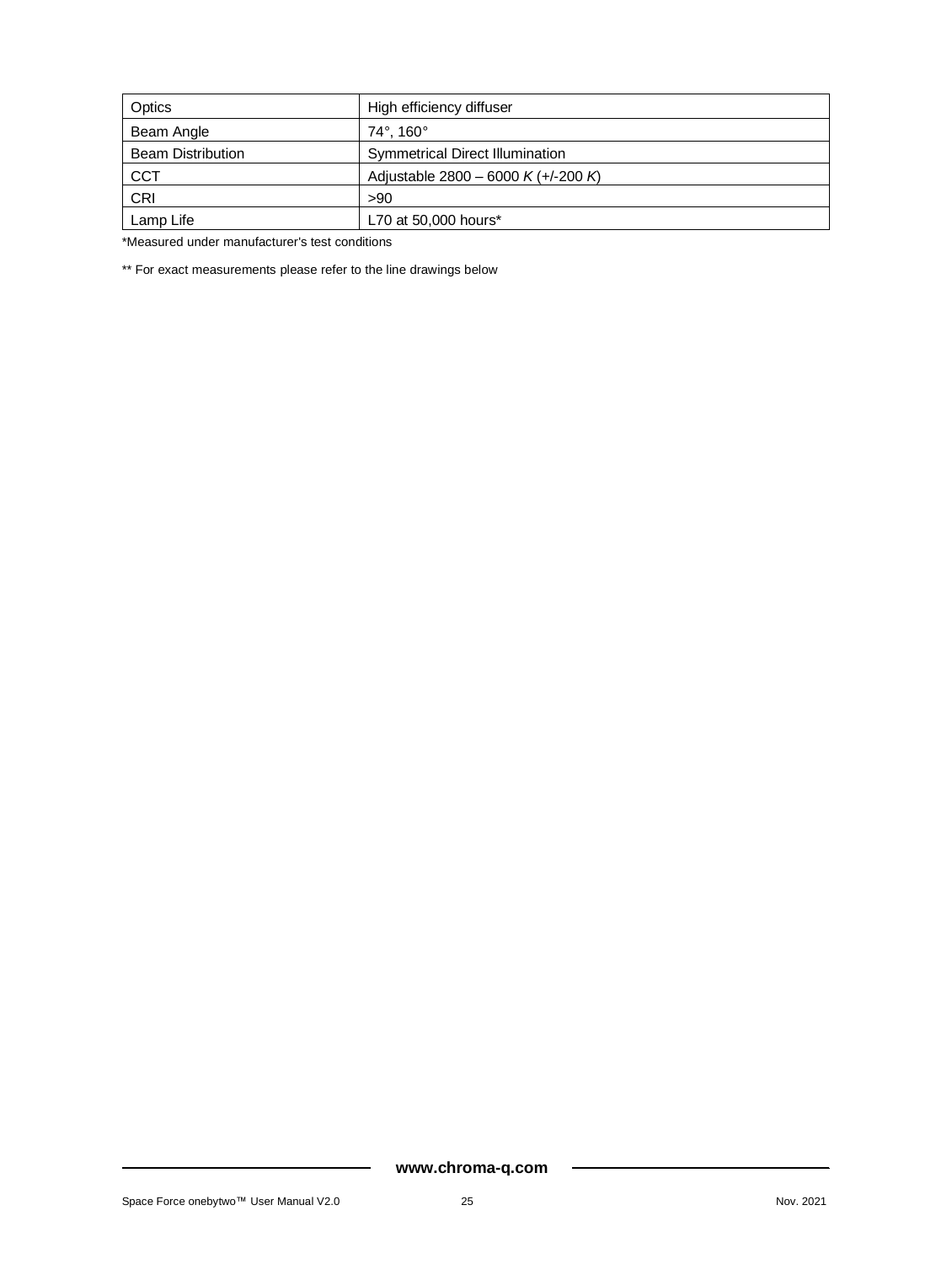| Optics | High efficiency diffuser |
| --- | --- |
| Beam Angle | 74°, 160° |
| Beam Distribution | Symmetrical Direct Illumination |
| CCT | Adjustable 2800 – 6000 *K* (+/-200 *K*) |
| CRI | >90 |
| Lamp Life | L70 at 50,000 hours* |

*Measured under manufacturer's test conditions

** For exact measurements please refer to the line drawings below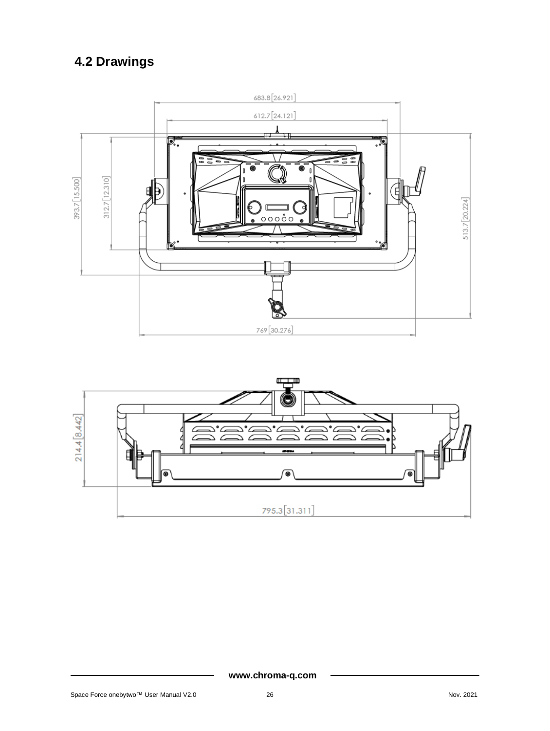## 4.2 Drawings

683.8[26.921]

612.7[24.121]

393.7[15.500]

312.7[12.310]

513.7[20.224]

769[30.276]

214.4[8.442]

795.3[31.311]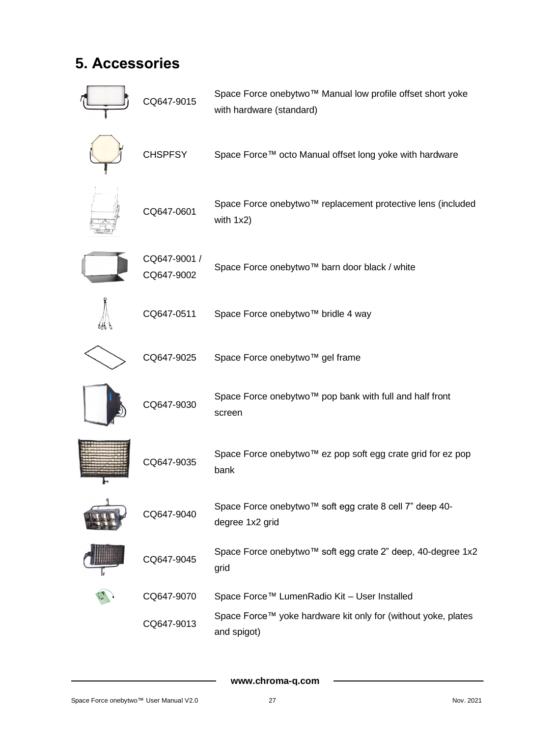## 5. Accessories

| Part No. | Description |
| --- | --- |
| CQ647-9015 | Space Force onebytwo™ Manual low profile offset short yoke with hardware (standard) |
| CHSPFSY | Space Force™ octo Manual offset long yoke with hardware |
| CQ647-0601 | Space Force onebytwo™ replacement protective lens (included with 1x2) |
| CQ647-9001 / CQ647-9002 | Space Force onebytwo™ barn door black / white |
| CQ647-0511 | Space Force onebytwo™ bridle 4 way |
| CQ647-9025 | Space Force onebytwo™ gel frame |
| CQ647-9030 | Space Force onebytwo™ pop bank with full and half front screen |
| CQ647-9035 | Space Force onebytwo™ ez pop soft egg crate grid for ez pop bank |
| CQ647-9040 | Space Force onebytwo™ soft egg crate 8 cell 7" deep 40-degree 1x2 grid |
| CQ647-9045 | Space Force onebytwo™ soft egg crate 2" deep, 40-degree 1x2 grid |
| CQ647-9070 | Space Force™ LumenRadio Kit – User Installed |
| CQ647-9013 | Space Force™ yoke hardware kit only for (without yoke, plates and spigot) |

www.chroma-q.com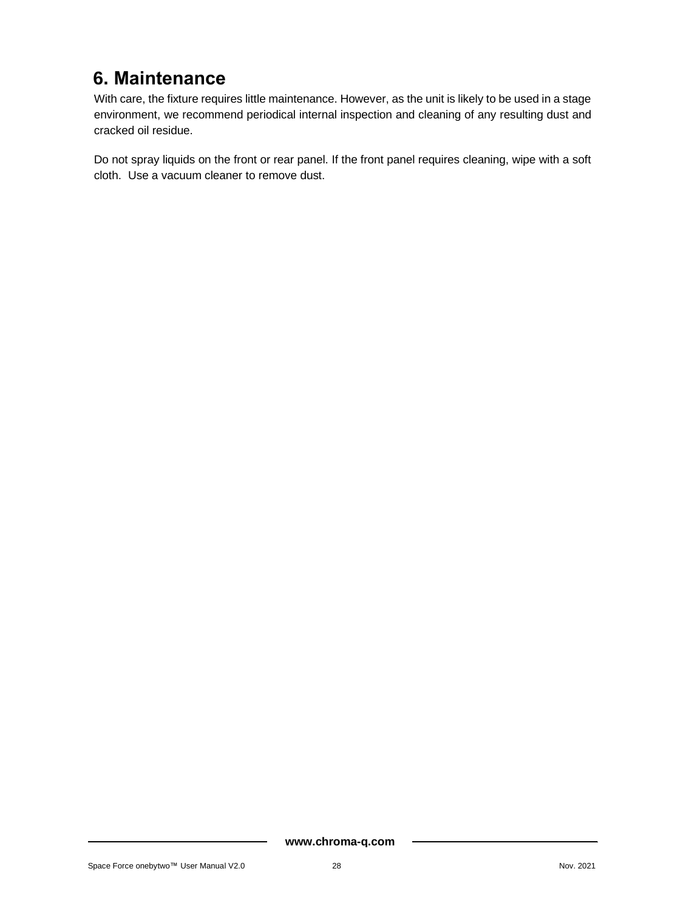# 6. Maintenance

With care, the fixture requires little maintenance. However, as the unit is likely to be used in a stage environment, we recommend periodical internal inspection and cleaning of any resulting dust and cracked oil residue.

Do not spray liquids on the front or rear panel. If the front panel requires cleaning, wipe with a soft cloth.  Use a vacuum cleaner to remove dust.